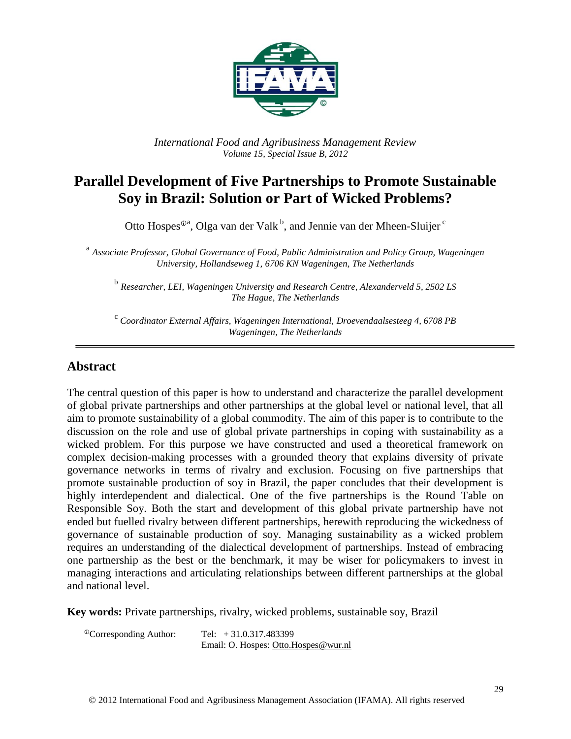*International Food and Agribusiness Management Review*
*Volume 15, Special Issue B, 2012*

# Parallel Development of Five Partnerships to Promote Sustainable Soy in Brazil: Solution or Part of Wicked Problems?

Otto Hospes[①a], Olga van der Valk [b], and Jennie van der Mheen-Sluijer [c]

[a] *Associate Professor, Global Governance of Food, Public Administration and Policy Group, Wageningen University, Hollandseweg 1, 6706 KN Wageningen, The Netherlands*

[b] *Researcher, LEI, Wageningen University and Research Centre, Alexanderveld 5, 2502 LS The Hague, The Netherlands*

[c] *Coordinator External Affairs, Wageningen International, Droevendaalsesteeg 4, 6708 PB Wageningen, The Netherlands*

## Abstract

The central question of this paper is how to understand and characterize the parallel development of global private partnerships and other partnerships at the global level or national level, that all aim to promote sustainability of a global commodity. The aim of this paper is to contribute to the discussion on the role and use of global private partnerships in coping with sustainability as a wicked problem. For this purpose we have constructed and used a theoretical framework on complex decision-making processes with a grounded theory that explains diversity of private governance networks in terms of rivalry and exclusion. Focusing on five partnerships that promote sustainable production of soy in Brazil, the paper concludes that their development is highly interdependent and dialectical. One of the five partnerships is the Round Table on Responsible Soy. Both the start and development of this global private partnership have not ended but fuelled rivalry between different partnerships, herewith reproducing the wickedness of governance of sustainable production of soy. Managing sustainability as a wicked problem requires an understanding of the dialectical development of partnerships. Instead of embracing one partnership as the best or the benchmark, it may be wiser for policymakers to invest in managing interactions and articulating relationships between different partnerships at the global and national level.

**Key words:** Private partnerships, rivalry, wicked problems, sustainable soy, Brazil

[①]Corresponding Author: Tel: + 31.0.317.483399
Email: O. Hospes: Otto.Hospes@wur.nl

© 2012 International Food and Agribusiness Management Association (IFAMA). All rights reserved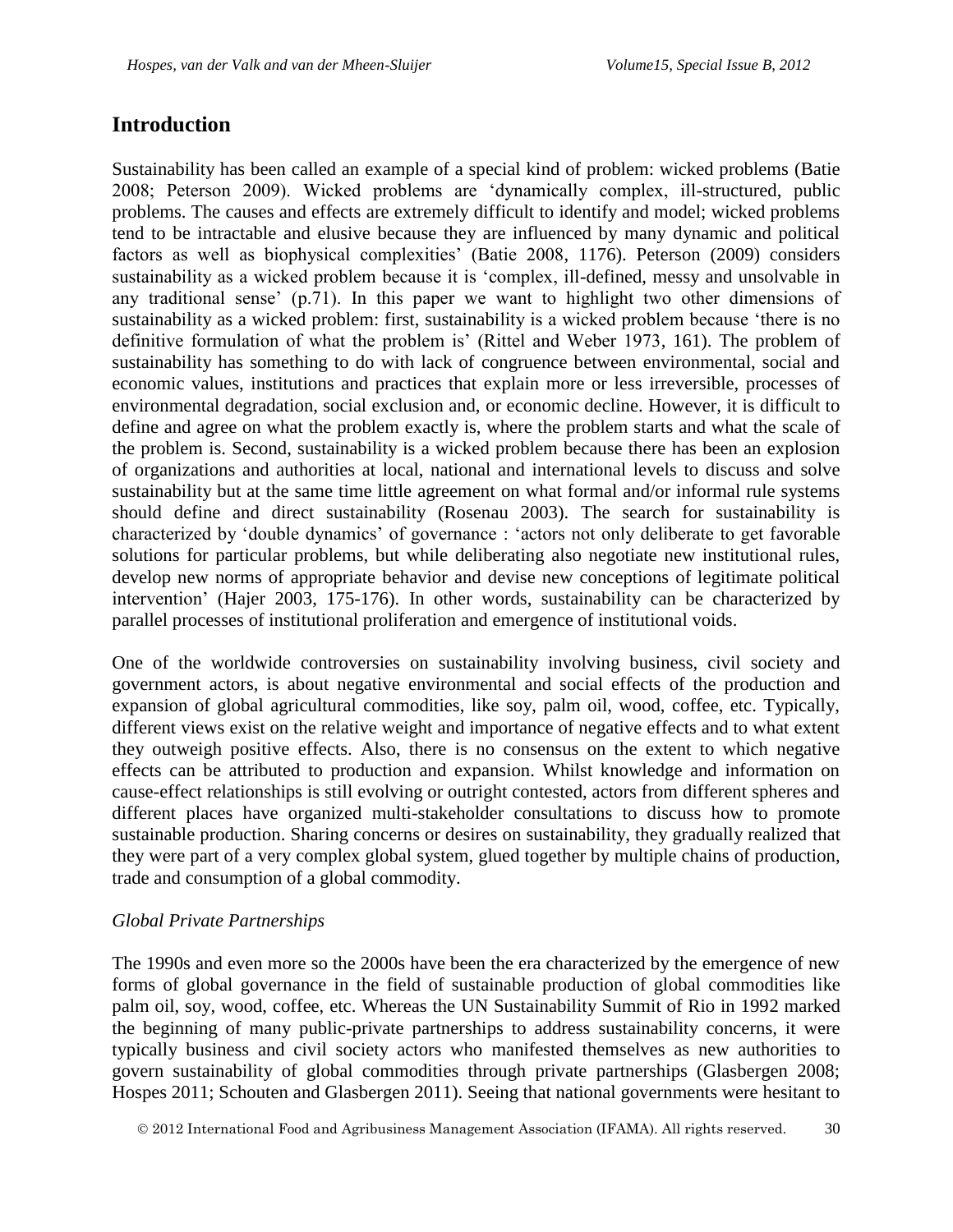## Introduction

Sustainability has been called an example of a special kind of problem: wicked problems (Batie 2008; Peterson 2009). Wicked problems are 'dynamically complex, ill-structured, public problems. The causes and effects are extremely difficult to identify and model; wicked problems tend to be intractable and elusive because they are influenced by many dynamic and political factors as well as biophysical complexities' (Batie 2008, 1176). Peterson (2009) considers sustainability as a wicked problem because it is 'complex, ill-defined, messy and unsolvable in any traditional sense' (p.71). In this paper we want to highlight two other dimensions of sustainability as a wicked problem: first, sustainability is a wicked problem because 'there is no definitive formulation of what the problem is' (Rittel and Weber 1973, 161). The problem of sustainability has something to do with lack of congruence between environmental, social and economic values, institutions and practices that explain more or less irreversible, processes of environmental degradation, social exclusion and, or economic decline. However, it is difficult to define and agree on what the problem exactly is, where the problem starts and what the scale of the problem is. Second, sustainability is a wicked problem because there has been an explosion of organizations and authorities at local, national and international levels to discuss and solve sustainability but at the same time little agreement on what formal and/or informal rule systems should define and direct sustainability (Rosenau 2003). The search for sustainability is characterized by 'double dynamics' of governance : 'actors not only deliberate to get favorable solutions for particular problems, but while deliberating also negotiate new institutional rules, develop new norms of appropriate behavior and devise new conceptions of legitimate political intervention' (Hajer 2003, 175-176). In other words, sustainability can be characterized by parallel processes of institutional proliferation and emergence of institutional voids.

One of the worldwide controversies on sustainability involving business, civil society and government actors, is about negative environmental and social effects of the production and expansion of global agricultural commodities, like soy, palm oil, wood, coffee, etc. Typically, different views exist on the relative weight and importance of negative effects and to what extent they outweigh positive effects. Also, there is no consensus on the extent to which negative effects can be attributed to production and expansion. Whilst knowledge and information on cause-effect relationships is still evolving or outright contested, actors from different spheres and different places have organized multi-stakeholder consultations to discuss how to promote sustainable production. Sharing concerns or desires on sustainability, they gradually realized that they were part of a very complex global system, glued together by multiple chains of production, trade and consumption of a global commodity.

### *Global Private Partnerships*

The 1990s and even more so the 2000s have been the era characterized by the emergence of new forms of global governance in the field of sustainable production of global commodities like palm oil, soy, wood, coffee, etc. Whereas the UN Sustainability Summit of Rio in 1992 marked the beginning of many public-private partnerships to address sustainability concerns, it were typically business and civil society actors who manifested themselves as new authorities to govern sustainability of global commodities through private partnerships (Glasbergen 2008; Hospes 2011; Schouten and Glasbergen 2011). Seeing that national governments were hesitant to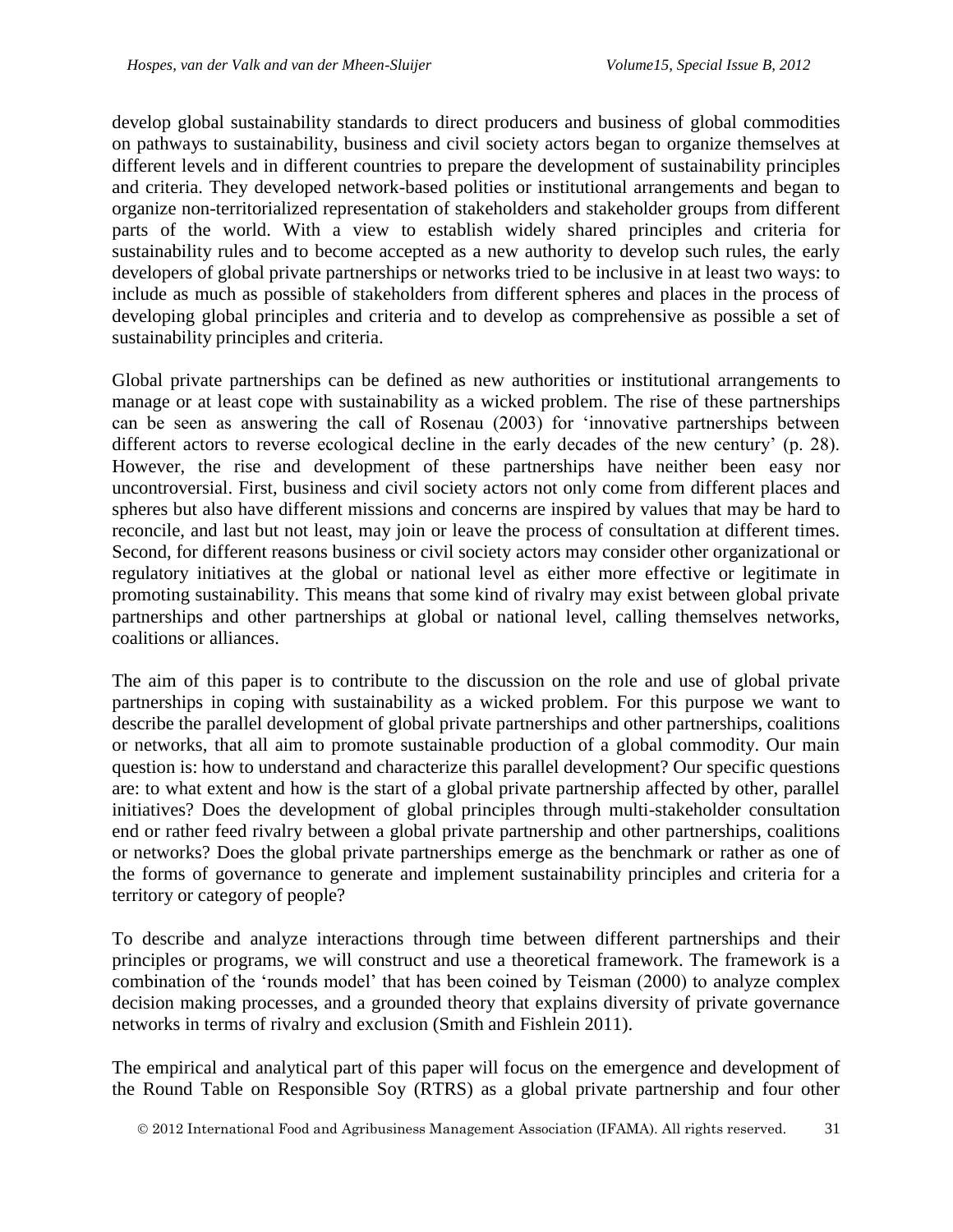develop global sustainability standards to direct producers and business of global commodities on pathways to sustainability, business and civil society actors began to organize themselves at different levels and in different countries to prepare the development of sustainability principles and criteria. They developed network-based polities or institutional arrangements and began to organize non-territorialized representation of stakeholders and stakeholder groups from different parts of the world. With a view to establish widely shared principles and criteria for sustainability rules and to become accepted as a new authority to develop such rules, the early developers of global private partnerships or networks tried to be inclusive in at least two ways: to include as much as possible of stakeholders from different spheres and places in the process of developing global principles and criteria and to develop as comprehensive as possible a set of sustainability principles and criteria.

Global private partnerships can be defined as new authorities or institutional arrangements to manage or at least cope with sustainability as a wicked problem. The rise of these partnerships can be seen as answering the call of Rosenau (2003) for 'innovative partnerships between different actors to reverse ecological decline in the early decades of the new century' (p. 28). However, the rise and development of these partnerships have neither been easy nor uncontroversial. First, business and civil society actors not only come from different places and spheres but also have different missions and concerns are inspired by values that may be hard to reconcile, and last but not least, may join or leave the process of consultation at different times. Second, for different reasons business or civil society actors may consider other organizational or regulatory initiatives at the global or national level as either more effective or legitimate in promoting sustainability. This means that some kind of rivalry may exist between global private partnerships and other partnerships at global or national level, calling themselves networks, coalitions or alliances.

The aim of this paper is to contribute to the discussion on the role and use of global private partnerships in coping with sustainability as a wicked problem. For this purpose we want to describe the parallel development of global private partnerships and other partnerships, coalitions or networks, that all aim to promote sustainable production of a global commodity. Our main question is: how to understand and characterize this parallel development? Our specific questions are: to what extent and how is the start of a global private partnership affected by other, parallel initiatives? Does the development of global principles through multi-stakeholder consultation end or rather feed rivalry between a global private partnership and other partnerships, coalitions or networks? Does the global private partnerships emerge as the benchmark or rather as one of the forms of governance to generate and implement sustainability principles and criteria for a territory or category of people?

To describe and analyze interactions through time between different partnerships and their principles or programs, we will construct and use a theoretical framework. The framework is a combination of the 'rounds model' that has been coined by Teisman (2000) to analyze complex decision making processes, and a grounded theory that explains diversity of private governance networks in terms of rivalry and exclusion (Smith and Fishlein 2011).

The empirical and analytical part of this paper will focus on the emergence and development of the Round Table on Responsible Soy (RTRS) as a global private partnership and four other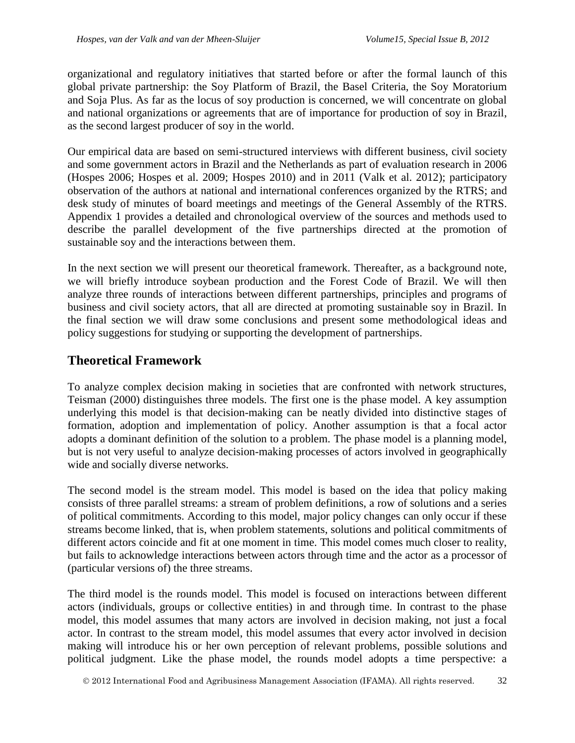organizational and regulatory initiatives that started before or after the formal launch of this global private partnership: the Soy Platform of Brazil, the Basel Criteria, the Soy Moratorium and Soja Plus. As far as the locus of soy production is concerned, we will concentrate on global and national organizations or agreements that are of importance for production of soy in Brazil, as the second largest producer of soy in the world.

Our empirical data are based on semi-structured interviews with different business, civil society and some government actors in Brazil and the Netherlands as part of evaluation research in 2006 (Hospes 2006; Hospes et al. 2009; Hospes 2010) and in 2011 (Valk et al. 2012); participatory observation of the authors at national and international conferences organized by the RTRS; and desk study of minutes of board meetings and meetings of the General Assembly of the RTRS. Appendix 1 provides a detailed and chronological overview of the sources and methods used to describe the parallel development of the five partnerships directed at the promotion of sustainable soy and the interactions between them.

In the next section we will present our theoretical framework. Thereafter, as a background note, we will briefly introduce soybean production and the Forest Code of Brazil. We will then analyze three rounds of interactions between different partnerships, principles and programs of business and civil society actors, that all are directed at promoting sustainable soy in Brazil. In the final section we will draw some conclusions and present some methodological ideas and policy suggestions for studying or supporting the development of partnerships.

## Theoretical Framework

To analyze complex decision making in societies that are confronted with network structures, Teisman (2000) distinguishes three models. The first one is the phase model. A key assumption underlying this model is that decision-making can be neatly divided into distinctive stages of formation, adoption and implementation of policy. Another assumption is that a focal actor adopts a dominant definition of the solution to a problem. The phase model is a planning model, but is not very useful to analyze decision-making processes of actors involved in geographically wide and socially diverse networks.

The second model is the stream model. This model is based on the idea that policy making consists of three parallel streams: a stream of problem definitions, a row of solutions and a series of political commitments. According to this model, major policy changes can only occur if these streams become linked, that is, when problem statements, solutions and political commitments of different actors coincide and fit at one moment in time. This model comes much closer to reality, but fails to acknowledge interactions between actors through time and the actor as a processor of (particular versions of) the three streams.

The third model is the rounds model. This model is focused on interactions between different actors (individuals, groups or collective entities) in and through time. In contrast to the phase model, this model assumes that many actors are involved in decision making, not just a focal actor. In contrast to the stream model, this model assumes that every actor involved in decision making will introduce his or her own perception of relevant problems, possible solutions and political judgment. Like the phase model, the rounds model adopts a time perspective: a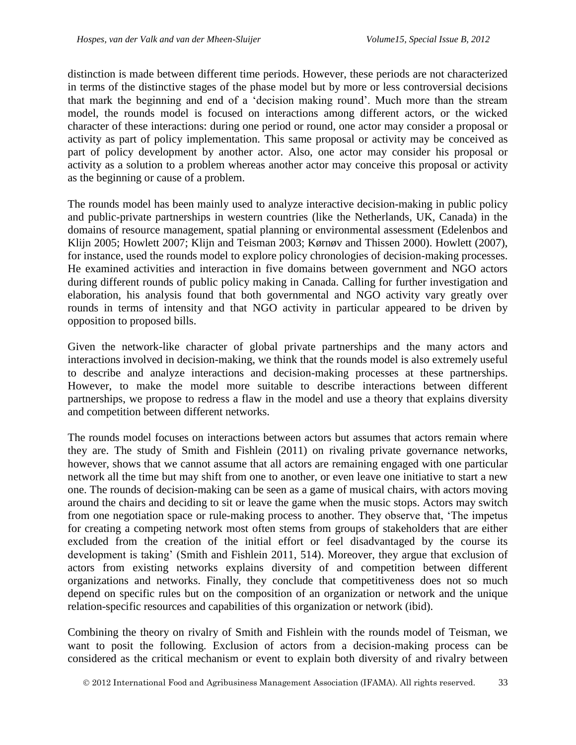distinction is made between different time periods. However, these periods are not characterized in terms of the distinctive stages of the phase model but by more or less controversial decisions that mark the beginning and end of a 'decision making round'. Much more than the stream model, the rounds model is focused on interactions among different actors, or the wicked character of these interactions: during one period or round, one actor may consider a proposal or activity as part of policy implementation. This same proposal or activity may be conceived as part of policy development by another actor. Also, one actor may consider his proposal or activity as a solution to a problem whereas another actor may conceive this proposal or activity as the beginning or cause of a problem.

The rounds model has been mainly used to analyze interactive decision-making in public policy and public-private partnerships in western countries (like the Netherlands, UK, Canada) in the domains of resource management, spatial planning or environmental assessment (Edelenbos and Klijn 2005; Howlett 2007; Klijn and Teisman 2003; Kørnøv and Thissen 2000). Howlett (2007), for instance, used the rounds model to explore policy chronologies of decision-making processes. He examined activities and interaction in five domains between government and NGO actors during different rounds of public policy making in Canada. Calling for further investigation and elaboration, his analysis found that both governmental and NGO activity vary greatly over rounds in terms of intensity and that NGO activity in particular appeared to be driven by opposition to proposed bills.

Given the network-like character of global private partnerships and the many actors and interactions involved in decision-making, we think that the rounds model is also extremely useful to describe and analyze interactions and decision-making processes at these partnerships. However, to make the model more suitable to describe interactions between different partnerships, we propose to redress a flaw in the model and use a theory that explains diversity and competition between different networks.

The rounds model focuses on interactions between actors but assumes that actors remain where they are. The study of Smith and Fishlein (2011) on rivaling private governance networks, however, shows that we cannot assume that all actors are remaining engaged with one particular network all the time but may shift from one to another, or even leave one initiative to start a new one. The rounds of decision-making can be seen as a game of musical chairs, with actors moving around the chairs and deciding to sit or leave the game when the music stops. Actors may switch from one negotiation space or rule-making process to another. They observe that, 'The impetus for creating a competing network most often stems from groups of stakeholders that are either excluded from the creation of the initial effort or feel disadvantaged by the course its development is taking' (Smith and Fishlein 2011, 514). Moreover, they argue that exclusion of actors from existing networks explains diversity of and competition between different organizations and networks. Finally, they conclude that competitiveness does not so much depend on specific rules but on the composition of an organization or network and the unique relation-specific resources and capabilities of this organization or network (ibid).

Combining the theory on rivalry of Smith and Fishlein with the rounds model of Teisman, we want to posit the following. Exclusion of actors from a decision-making process can be considered as the critical mechanism or event to explain both diversity of and rivalry between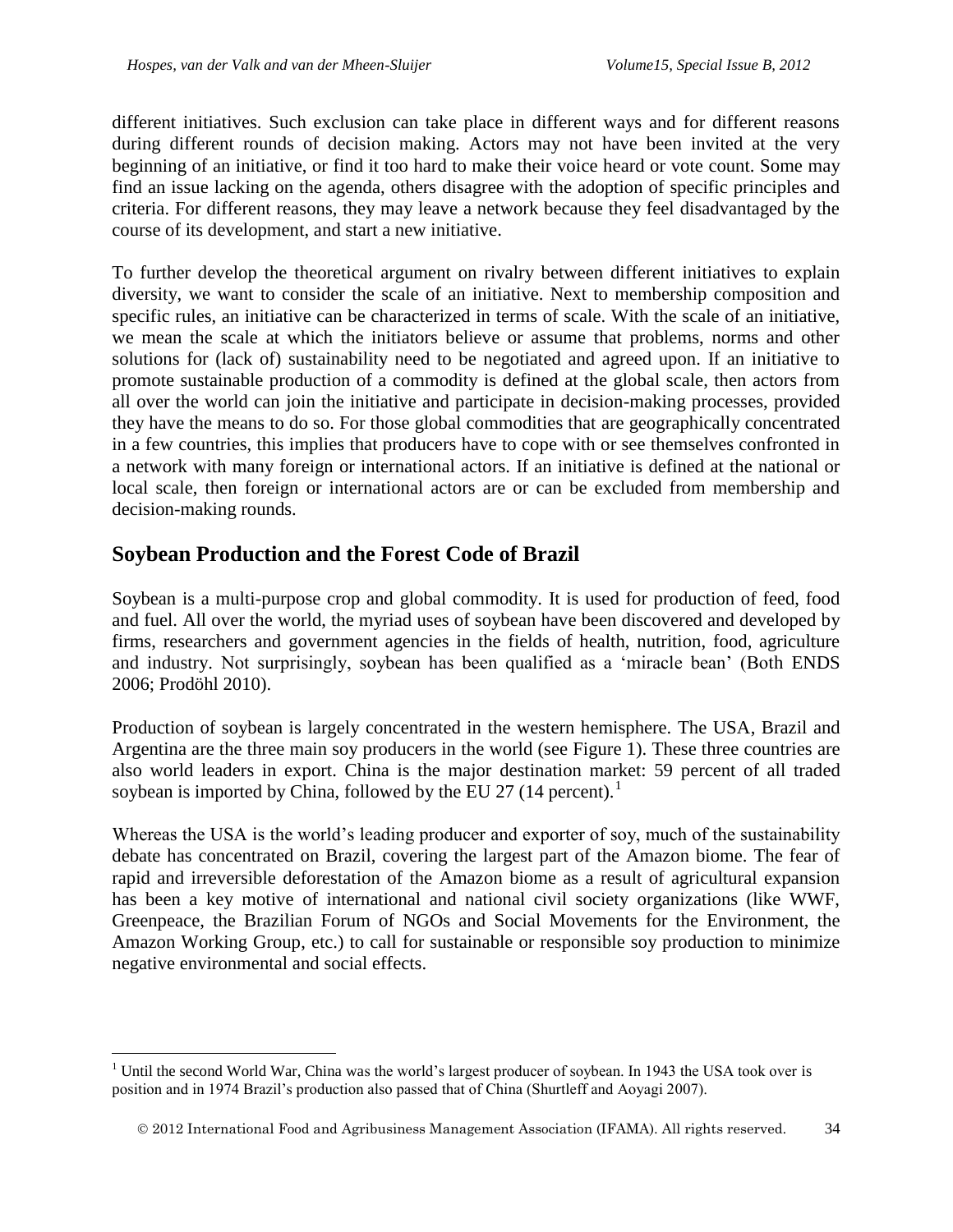different initiatives. Such exclusion can take place in different ways and for different reasons during different rounds of decision making. Actors may not have been invited at the very beginning of an initiative, or find it too hard to make their voice heard or vote count. Some may find an issue lacking on the agenda, others disagree with the adoption of specific principles and criteria. For different reasons, they may leave a network because they feel disadvantaged by the course of its development, and start a new initiative.

To further develop the theoretical argument on rivalry between different initiatives to explain diversity, we want to consider the scale of an initiative. Next to membership composition and specific rules, an initiative can be characterized in terms of scale. With the scale of an initiative, we mean the scale at which the initiators believe or assume that problems, norms and other solutions for (lack of) sustainability need to be negotiated and agreed upon. If an initiative to promote sustainable production of a commodity is defined at the global scale, then actors from all over the world can join the initiative and participate in decision-making processes, provided they have the means to do so. For those global commodities that are geographically concentrated in a few countries, this implies that producers have to cope with or see themselves confronted in a network with many foreign or international actors. If an initiative is defined at the national or local scale, then foreign or international actors are or can be excluded from membership and decision-making rounds.

## Soybean Production and the Forest Code of Brazil

Soybean is a multi-purpose crop and global commodity. It is used for production of feed, food and fuel. All over the world, the myriad uses of soybean have been discovered and developed by firms, researchers and government agencies in the fields of health, nutrition, food, agriculture and industry. Not surprisingly, soybean has been qualified as a 'miracle bean' (Both ENDS 2006; Prodöhl 2010).

Production of soybean is largely concentrated in the western hemisphere. The USA, Brazil and Argentina are the three main soy producers in the world (see Figure 1). These three countries are also world leaders in export. China is the major destination market: 59 percent of all traded soybean is imported by China, followed by the EU 27 (14 percent).[1]

Whereas the USA is the world's leading producer and exporter of soy, much of the sustainability debate has concentrated on Brazil, covering the largest part of the Amazon biome. The fear of rapid and irreversible deforestation of the Amazon biome as a result of agricultural expansion has been a key motive of international and national civil society organizations (like WWF, Greenpeace, the Brazilian Forum of NGOs and Social Movements for the Environment, the Amazon Working Group, etc.) to call for sustainable or responsible soy production to minimize negative environmental and social effects.

---

[1] Until the second World War, China was the world's largest producer of soybean. In 1943 the USA took over is position and in 1974 Brazil's production also passed that of China (Shurtleff and Aoyagi 2007).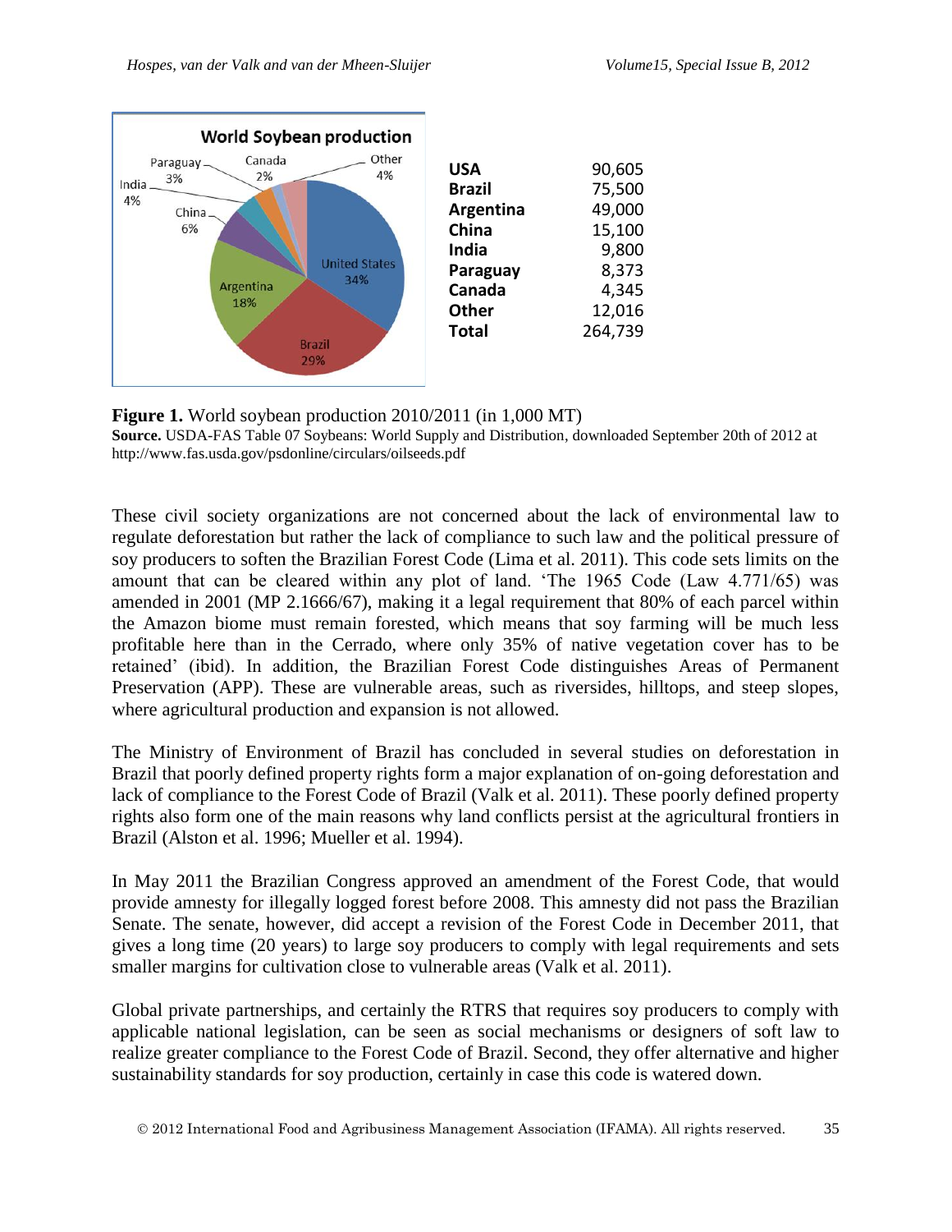| | |
|---|---|
| **USA** | 90,605 |
| **Brazil** | 75,500 |
| **Argentina** | 49,000 |
| **China** | 15,100 |
| **India** | 9,800 |
| **Paraguay** | 8,373 |
| **Canada** | 4,345 |
| **Other** | 12,016 |
| **Total** | 264,739 |

**Figure 1.** World soybean production 2010/2011 (in 1,000 MT)
**Source.** USDA-FAS Table 07 Soybeans: World Supply and Distribution, downloaded September 20th of 2012 at http://www.fas.usda.gov/psdonline/circulars/oilseeds.pdf

These civil society organizations are not concerned about the lack of environmental law to regulate deforestation but rather the lack of compliance to such law and the political pressure of soy producers to soften the Brazilian Forest Code (Lima et al. 2011). This code sets limits on the amount that can be cleared within any plot of land. 'The 1965 Code (Law 4.771/65) was amended in 2001 (MP 2.1666/67), making it a legal requirement that 80% of each parcel within the Amazon biome must remain forested, which means that soy farming will be much less profitable here than in the Cerrado, where only 35% of native vegetation cover has to be retained' (ibid). In addition, the Brazilian Forest Code distinguishes Areas of Permanent Preservation (APP). These are vulnerable areas, such as riversides, hilltops, and steep slopes, where agricultural production and expansion is not allowed.

The Ministry of Environment of Brazil has concluded in several studies on deforestation in Brazil that poorly defined property rights form a major explanation of on-going deforestation and lack of compliance to the Forest Code of Brazil (Valk et al. 2011). These poorly defined property rights also form one of the main reasons why land conflicts persist at the agricultural frontiers in Brazil (Alston et al. 1996; Mueller et al. 1994).

In May 2011 the Brazilian Congress approved an amendment of the Forest Code, that would provide amnesty for illegally logged forest before 2008. This amnesty did not pass the Brazilian Senate. The senate, however, did accept a revision of the Forest Code in December 2011, that gives a long time (20 years) to large soy producers to comply with legal requirements and sets smaller margins for cultivation close to vulnerable areas (Valk et al. 2011).

Global private partnerships, and certainly the RTRS that requires soy producers to comply with applicable national legislation, can be seen as social mechanisms or designers of soft law to realize greater compliance to the Forest Code of Brazil. Second, they offer alternative and higher sustainability standards for soy production, certainly in case this code is watered down.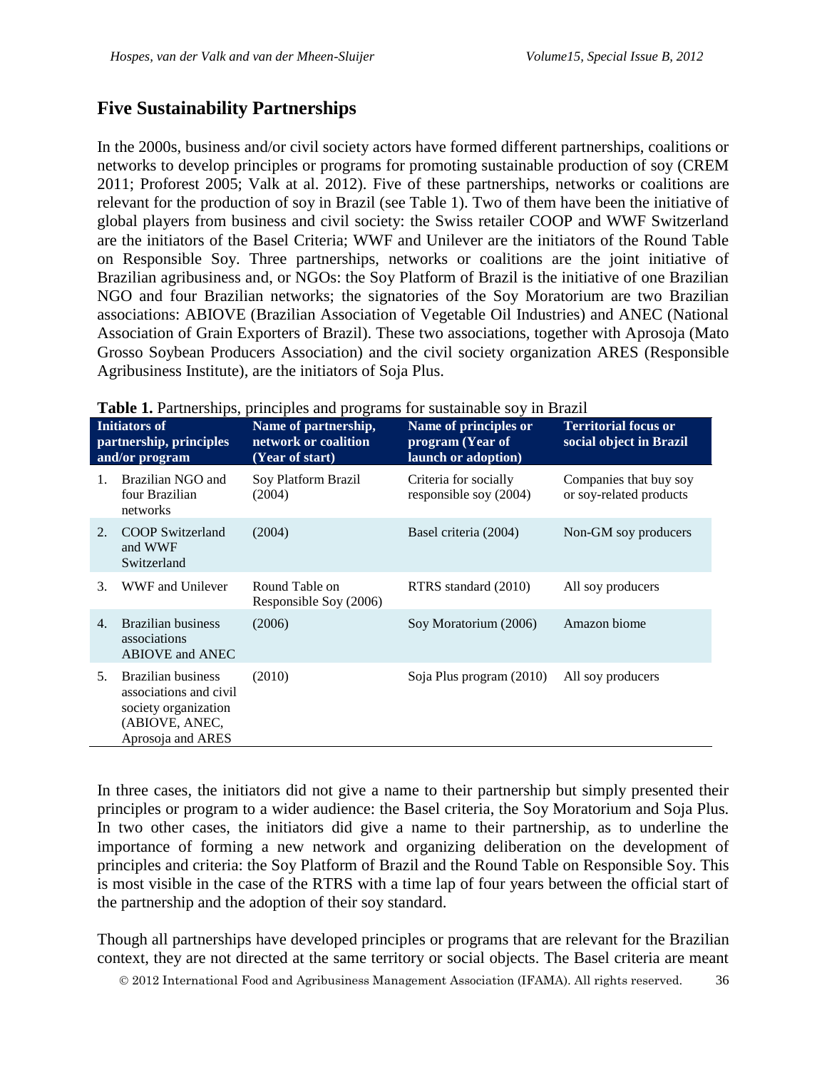## Five Sustainability Partnerships

In the 2000s, business and/or civil society actors have formed different partnerships, coalitions or networks to develop principles or programs for promoting sustainable production of soy (CREM 2011; Proforest 2005; Valk at al. 2012). Five of these partnerships, networks or coalitions are relevant for the production of soy in Brazil (see Table 1). Two of them have been the initiative of global players from business and civil society: the Swiss retailer COOP and WWF Switzerland are the initiators of the Basel Criteria; WWF and Unilever are the initiators of the Round Table on Responsible Soy. Three partnerships, networks or coalitions are the joint initiative of Brazilian agribusiness and, or NGOs: the Soy Platform of Brazil is the initiative of one Brazilian NGO and four Brazilian networks; the signatories of the Soy Moratorium are two Brazilian associations: ABIOVE (Brazilian Association of Vegetable Oil Industries) and ANEC (National Association of Grain Exporters of Brazil). These two associations, together with Aprosoja (Mato Grosso Soybean Producers Association) and the civil society organization ARES (Responsible Agribusiness Institute), are the initiators of Soja Plus.

**Table 1.** Partnerships, principles and programs for sustainable soy in Brazil

| Initiators of partnership, principles and/or program | Name of partnership, network or coalition (Year of start) | Name of principles or program (Year of launch or adoption) | Territorial focus or social object in Brazil |
|---|---|---|---|
| 1. Brazilian NGO and four Brazilian networks | Soy Platform Brazil (2004) | Criteria for socially responsible soy (2004) | Companies that buy soy or soy-related products |
| 2. COOP Switzerland and WWF Switzerland | (2004) | Basel criteria (2004) | Non-GM soy producers |
| 3. WWF and Unilever | Round Table on Responsible Soy (2006) | RTRS standard (2010) | All soy producers |
| 4. Brazilian business associations ABIOVE and ANEC | (2006) | Soy Moratorium (2006) | Amazon biome |
| 5. Brazilian business associations and civil society organization (ABIOVE, ANEC, Aprosoja and ARES | (2010) | Soja Plus program (2010) | All soy producers |

In three cases, the initiators did not give a name to their partnership but simply presented their principles or program to a wider audience: the Basel criteria, the Soy Moratorium and Soja Plus. In two other cases, the initiators did give a name to their partnership, as to underline the importance of forming a new network and organizing deliberation on the development of principles and criteria: the Soy Platform of Brazil and the Round Table on Responsible Soy. This is most visible in the case of the RTRS with a time lap of four years between the official start of the partnership and the adoption of their soy standard.

Though all partnerships have developed principles or programs that are relevant for the Brazilian context, they are not directed at the same territory or social objects. The Basel criteria are meant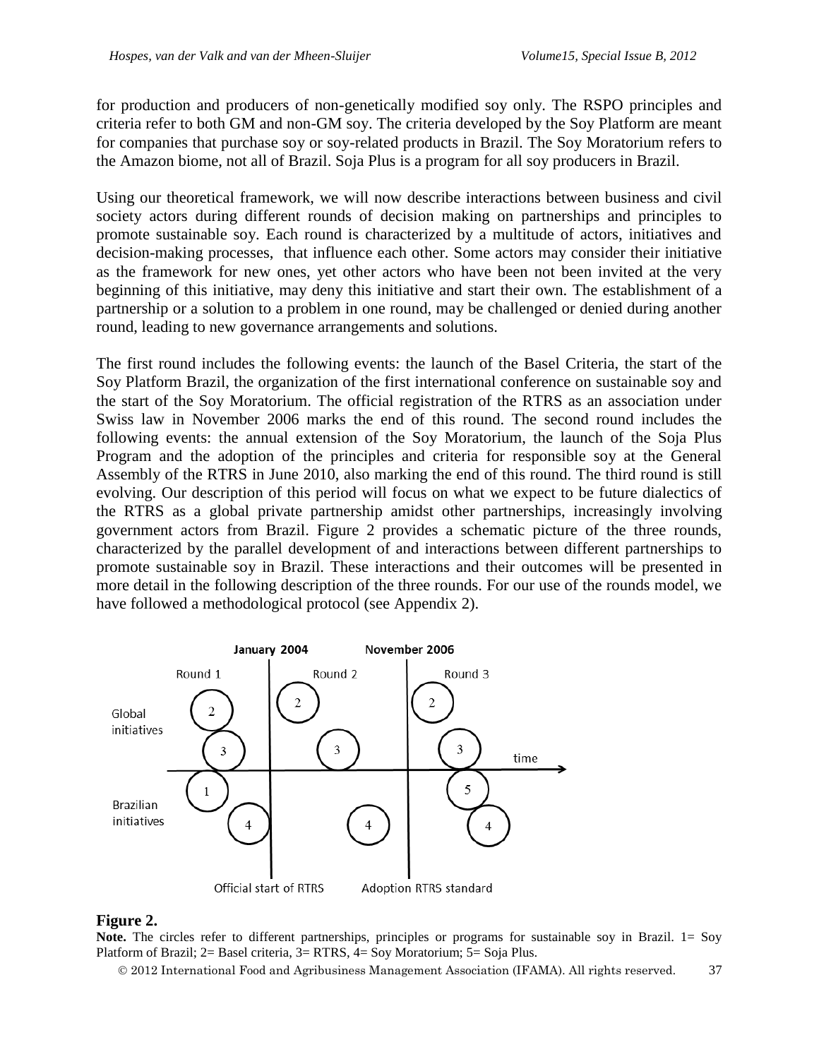for production and producers of non-genetically modified soy only. The RSPO principles and criteria refer to both GM and non-GM soy. The criteria developed by the Soy Platform are meant for companies that purchase soy or soy-related products in Brazil. The Soy Moratorium refers to the Amazon biome, not all of Brazil. Soja Plus is a program for all soy producers in Brazil.

Using our theoretical framework, we will now describe interactions between business and civil society actors during different rounds of decision making on partnerships and principles to promote sustainable soy. Each round is characterized by a multitude of actors, initiatives and decision-making processes, that influence each other. Some actors may consider their initiative as the framework for new ones, yet other actors who have been not been invited at the very beginning of this initiative, may deny this initiative and start their own. The establishment of a partnership or a solution to a problem in one round, may be challenged or denied during another round, leading to new governance arrangements and solutions.

The first round includes the following events: the launch of the Basel Criteria, the start of the Soy Platform Brazil, the organization of the first international conference on sustainable soy and the start of the Soy Moratorium. The official registration of the RTRS as an association under Swiss law in November 2006 marks the end of this round. The second round includes the following events: the annual extension of the Soy Moratorium, the launch of the Soja Plus Program and the adoption of the principles and criteria for responsible soy at the General Assembly of the RTRS in June 2010, also marking the end of this round. The third round is still evolving. Our description of this period will focus on what we expect to be future dialectics of the RTRS as a global private partnership amidst other partnerships, increasingly involving government actors from Brazil. Figure 2 provides a schematic picture of the three rounds, characterized by the parallel development of and interactions between different partnerships to promote sustainable soy in Brazil. These interactions and their outcomes will be presented in more detail in the following description of the three rounds. For our use of the rounds model, we have followed a methodological protocol (see Appendix 2).

January 2004 | November 2006

Round 1 | Round 2 | Round 3

Global initiatives | Brazilian initiatives | time

Official start of RTRS | Adoption RTRS standard

**Figure 2.**

**Note.** The circles refer to different partnerships, principles or programs for sustainable soy in Brazil. 1= Soy Platform of Brazil; 2= Basel criteria, 3= RTRS, 4= Soy Moratorium; 5= Soja Plus.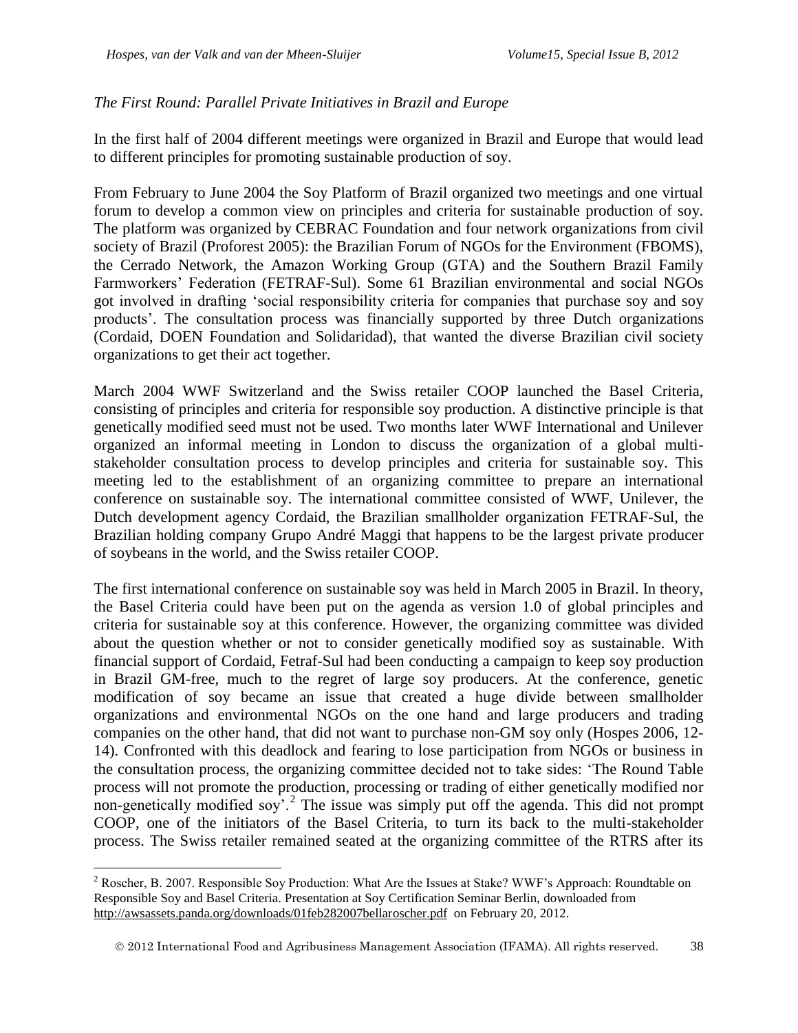*The First Round: Parallel Private Initiatives in Brazil and Europe*

In the first half of 2004 different meetings were organized in Brazil and Europe that would lead to different principles for promoting sustainable production of soy.

From February to June 2004 the Soy Platform of Brazil organized two meetings and one virtual forum to develop a common view on principles and criteria for sustainable production of soy. The platform was organized by CEBRAC Foundation and four network organizations from civil society of Brazil (Proforest 2005): the Brazilian Forum of NGOs for the Environment (FBOMS), the Cerrado Network, the Amazon Working Group (GTA) and the Southern Brazil Family Farmworkers' Federation (FETRAF-Sul). Some 61 Brazilian environmental and social NGOs got involved in drafting 'social responsibility criteria for companies that purchase soy and soy products'. The consultation process was financially supported by three Dutch organizations (Cordaid, DOEN Foundation and Solidaridad), that wanted the diverse Brazilian civil society organizations to get their act together.

March 2004 WWF Switzerland and the Swiss retailer COOP launched the Basel Criteria, consisting of principles and criteria for responsible soy production. A distinctive principle is that genetically modified seed must not be used. Two months later WWF International and Unilever organized an informal meeting in London to discuss the organization of a global multi-stakeholder consultation process to develop principles and criteria for sustainable soy. This meeting led to the establishment of an organizing committee to prepare an international conference on sustainable soy. The international committee consisted of WWF, Unilever, the Dutch development agency Cordaid, the Brazilian smallholder organization FETRAF-Sul, the Brazilian holding company Grupo André Maggi that happens to be the largest private producer of soybeans in the world, and the Swiss retailer COOP.

The first international conference on sustainable soy was held in March 2005 in Brazil. In theory, the Basel Criteria could have been put on the agenda as version 1.0 of global principles and criteria for sustainable soy at this conference. However, the organizing committee was divided about the question whether or not to consider genetically modified soy as sustainable. With financial support of Cordaid, Fetraf-Sul had been conducting a campaign to keep soy production in Brazil GM-free, much to the regret of large soy producers. At the conference, genetic modification of soy became an issue that created a huge divide between smallholder organizations and environmental NGOs on the one hand and large producers and trading companies on the other hand, that did not want to purchase non-GM soy only (Hospes 2006, 12-14). Confronted with this deadlock and fearing to lose participation from NGOs or business in the consultation process, the organizing committee decided not to take sides: 'The Round Table process will not promote the production, processing or trading of either genetically modified nor non-genetically modified soy'.[2] The issue was simply put off the agenda. This did not prompt COOP, one of the initiators of the Basel Criteria, to turn its back to the multi-stakeholder process. The Swiss retailer remained seated at the organizing committee of the RTRS after its

[2] Roscher, B. 2007. Responsible Soy Production: What Are the Issues at Stake? WWF's Approach: Roundtable on Responsible Soy and Basel Criteria. Presentation at Soy Certification Seminar Berlin, downloaded from http://awsassets.panda.org/downloads/01feb282007bellaroscher.pdf on February 20, 2012.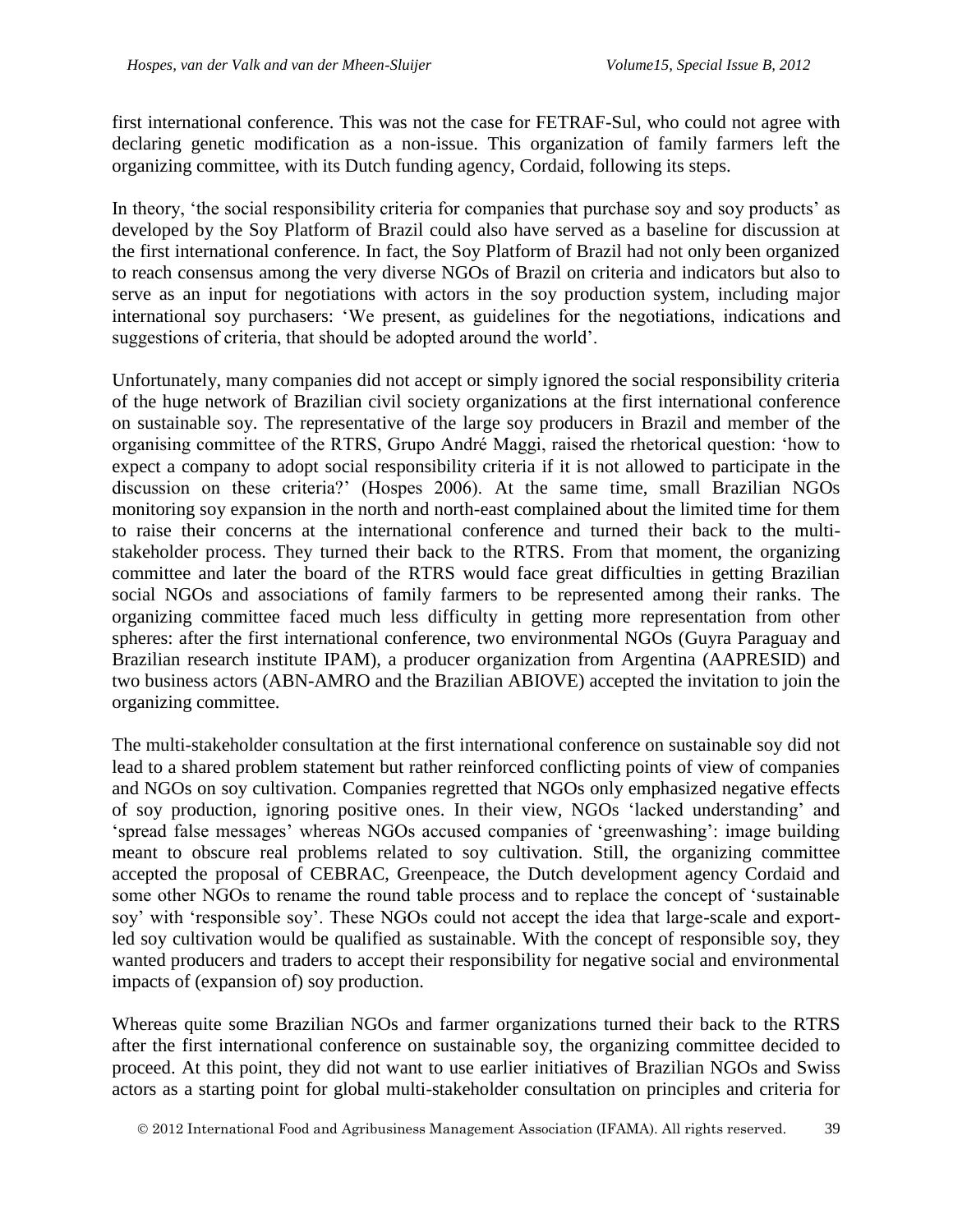first international conference. This was not the case for FETRAF-Sul, who could not agree with declaring genetic modification as a non-issue. This organization of family farmers left the organizing committee, with its Dutch funding agency, Cordaid, following its steps.

In theory, 'the social responsibility criteria for companies that purchase soy and soy products' as developed by the Soy Platform of Brazil could also have served as a baseline for discussion at the first international conference. In fact, the Soy Platform of Brazil had not only been organized to reach consensus among the very diverse NGOs of Brazil on criteria and indicators but also to serve as an input for negotiations with actors in the soy production system, including major international soy purchasers: 'We present, as guidelines for the negotiations, indications and suggestions of criteria, that should be adopted around the world'.

Unfortunately, many companies did not accept or simply ignored the social responsibility criteria of the huge network of Brazilian civil society organizations at the first international conference on sustainable soy. The representative of the large soy producers in Brazil and member of the organising committee of the RTRS, Grupo André Maggi, raised the rhetorical question: 'how to expect a company to adopt social responsibility criteria if it is not allowed to participate in the discussion on these criteria?' (Hospes 2006). At the same time, small Brazilian NGOs monitoring soy expansion in the north and north-east complained about the limited time for them to raise their concerns at the international conference and turned their back to the multi-stakeholder process. They turned their back to the RTRS. From that moment, the organizing committee and later the board of the RTRS would face great difficulties in getting Brazilian social NGOs and associations of family farmers to be represented among their ranks. The organizing committee faced much less difficulty in getting more representation from other spheres: after the first international conference, two environmental NGOs (Guyra Paraguay and Brazilian research institute IPAM), a producer organization from Argentina (AAPRESID) and two business actors (ABN-AMRO and the Brazilian ABIOVE) accepted the invitation to join the organizing committee.

The multi-stakeholder consultation at the first international conference on sustainable soy did not lead to a shared problem statement but rather reinforced conflicting points of view of companies and NGOs on soy cultivation. Companies regretted that NGOs only emphasized negative effects of soy production, ignoring positive ones. In their view, NGOs 'lacked understanding' and 'spread false messages' whereas NGOs accused companies of 'greenwashing': image building meant to obscure real problems related to soy cultivation. Still, the organizing committee accepted the proposal of CEBRAC, Greenpeace, the Dutch development agency Cordaid and some other NGOs to rename the round table process and to replace the concept of 'sustainable soy' with 'responsible soy'. These NGOs could not accept the idea that large-scale and export-led soy cultivation would be qualified as sustainable. With the concept of responsible soy, they wanted producers and traders to accept their responsibility for negative social and environmental impacts of (expansion of) soy production.

Whereas quite some Brazilian NGOs and farmer organizations turned their back to the RTRS after the first international conference on sustainable soy, the organizing committee decided to proceed. At this point, they did not want to use earlier initiatives of Brazilian NGOs and Swiss actors as a starting point for global multi-stakeholder consultation on principles and criteria for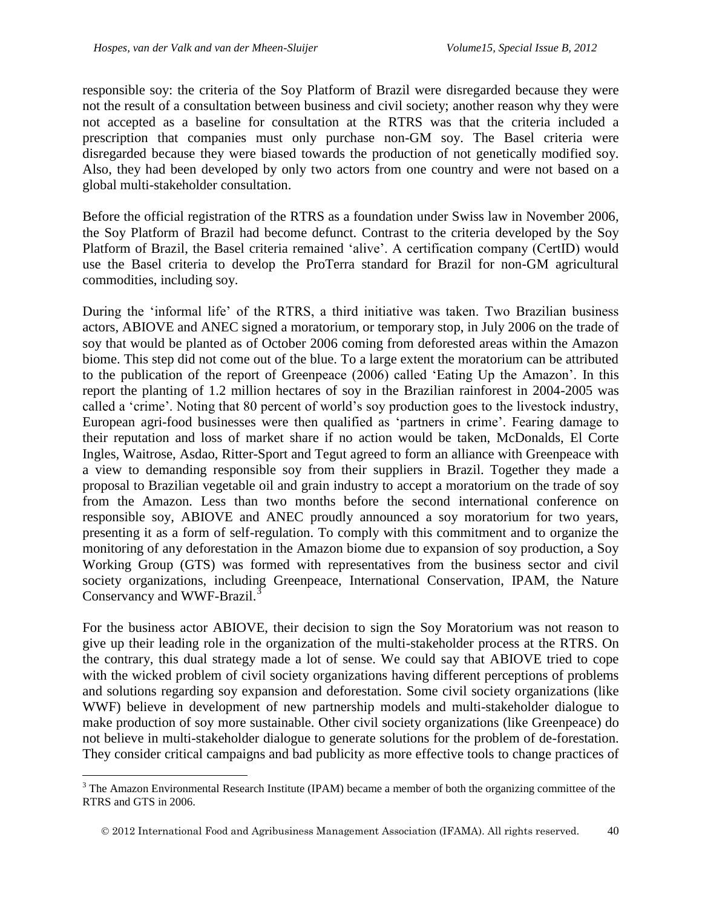responsible soy: the criteria of the Soy Platform of Brazil were disregarded because they were not the result of a consultation between business and civil society; another reason why they were not accepted as a baseline for consultation at the RTRS was that the criteria included a prescription that companies must only purchase non-GM soy. The Basel criteria were disregarded because they were biased towards the production of not genetically modified soy. Also, they had been developed by only two actors from one country and were not based on a global multi-stakeholder consultation.

Before the official registration of the RTRS as a foundation under Swiss law in November 2006, the Soy Platform of Brazil had become defunct. Contrast to the criteria developed by the Soy Platform of Brazil, the Basel criteria remained 'alive'. A certification company (CertID) would use the Basel criteria to develop the ProTerra standard for Brazil for non-GM agricultural commodities, including soy.

During the 'informal life' of the RTRS, a third initiative was taken. Two Brazilian business actors, ABIOVE and ANEC signed a moratorium, or temporary stop, in July 2006 on the trade of soy that would be planted as of October 2006 coming from deforested areas within the Amazon biome. This step did not come out of the blue. To a large extent the moratorium can be attributed to the publication of the report of Greenpeace (2006) called 'Eating Up the Amazon'. In this report the planting of 1.2 million hectares of soy in the Brazilian rainforest in 2004-2005 was called a 'crime'. Noting that 80 percent of world's soy production goes to the livestock industry, European agri-food businesses were then qualified as 'partners in crime'. Fearing damage to their reputation and loss of market share if no action would be taken, McDonalds, El Corte Ingles, Waitrose, Asdao, Ritter-Sport and Tegut agreed to form an alliance with Greenpeace with a view to demanding responsible soy from their suppliers in Brazil. Together they made a proposal to Brazilian vegetable oil and grain industry to accept a moratorium on the trade of soy from the Amazon. Less than two months before the second international conference on responsible soy, ABIOVE and ANEC proudly announced a soy moratorium for two years, presenting it as a form of self-regulation. To comply with this commitment and to organize the monitoring of any deforestation in the Amazon biome due to expansion of soy production, a Soy Working Group (GTS) was formed with representatives from the business sector and civil society organizations, including Greenpeace, International Conservation, IPAM, the Nature Conservancy and WWF-Brazil.[3]

For the business actor ABIOVE, their decision to sign the Soy Moratorium was not reason to give up their leading role in the organization of the multi-stakeholder process at the RTRS. On the contrary, this dual strategy made a lot of sense. We could say that ABIOVE tried to cope with the wicked problem of civil society organizations having different perceptions of problems and solutions regarding soy expansion and deforestation. Some civil society organizations (like WWF) believe in development of new partnership models and multi-stakeholder dialogue to make production of soy more sustainable. Other civil society organizations (like Greenpeace) do not believe in multi-stakeholder dialogue to generate solutions for the problem of de-forestation. They consider critical campaigns and bad publicity as more effective tools to change practices of

[3] The Amazon Environmental Research Institute (IPAM) became a member of both the organizing committee of the RTRS and GTS in 2006.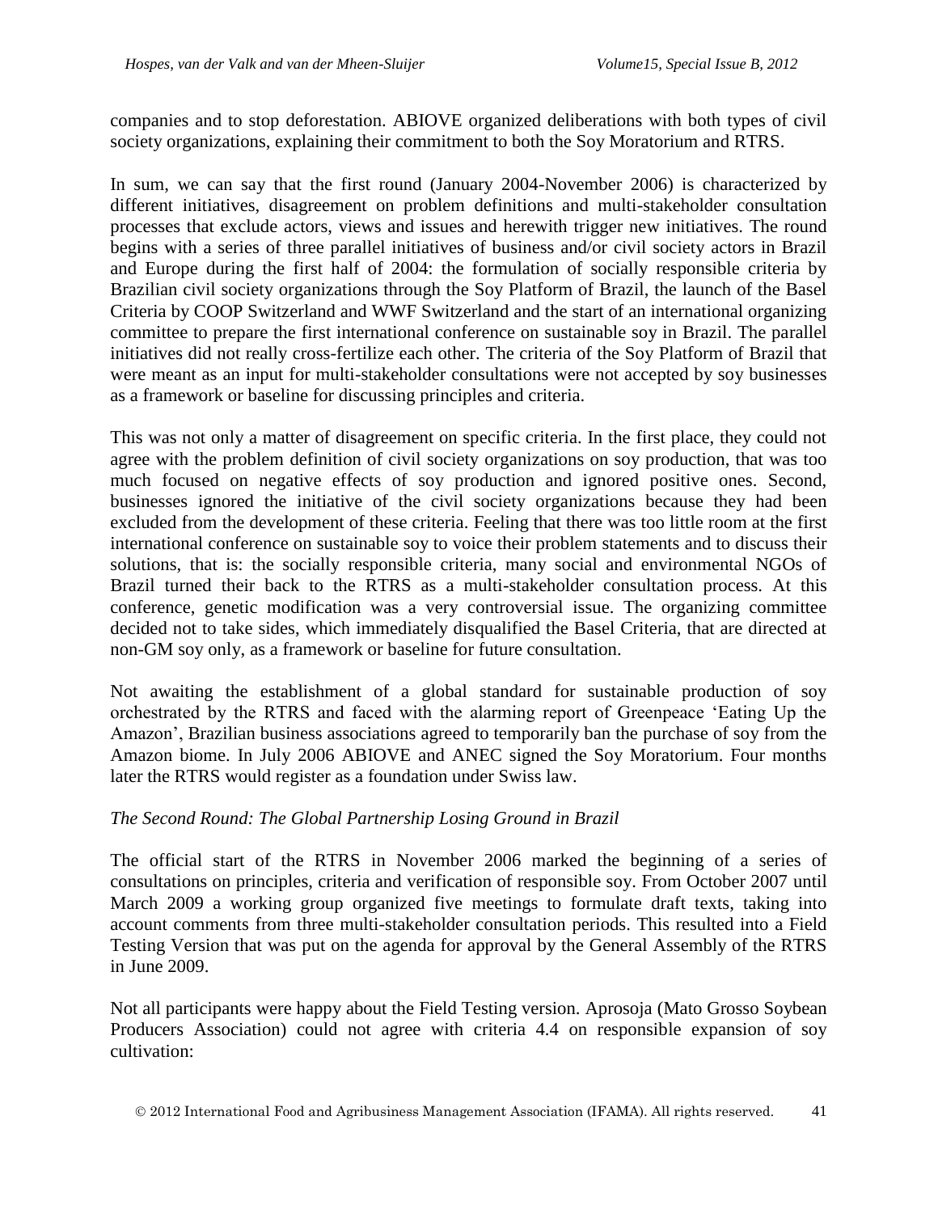companies and to stop deforestation. ABIOVE organized deliberations with both types of civil society organizations, explaining their commitment to both the Soy Moratorium and RTRS.

In sum, we can say that the first round (January 2004-November 2006) is characterized by different initiatives, disagreement on problem definitions and multi-stakeholder consultation processes that exclude actors, views and issues and herewith trigger new initiatives. The round begins with a series of three parallel initiatives of business and/or civil society actors in Brazil and Europe during the first half of 2004: the formulation of socially responsible criteria by Brazilian civil society organizations through the Soy Platform of Brazil, the launch of the Basel Criteria by COOP Switzerland and WWF Switzerland and the start of an international organizing committee to prepare the first international conference on sustainable soy in Brazil. The parallel initiatives did not really cross-fertilize each other. The criteria of the Soy Platform of Brazil that were meant as an input for multi-stakeholder consultations were not accepted by soy businesses as a framework or baseline for discussing principles and criteria.

This was not only a matter of disagreement on specific criteria. In the first place, they could not agree with the problem definition of civil society organizations on soy production, that was too much focused on negative effects of soy production and ignored positive ones. Second, businesses ignored the initiative of the civil society organizations because they had been excluded from the development of these criteria. Feeling that there was too little room at the first international conference on sustainable soy to voice their problem statements and to discuss their solutions, that is: the socially responsible criteria, many social and environmental NGOs of Brazil turned their back to the RTRS as a multi-stakeholder consultation process. At this conference, genetic modification was a very controversial issue. The organizing committee decided not to take sides, which immediately disqualified the Basel Criteria, that are directed at non-GM soy only, as a framework or baseline for future consultation.

Not awaiting the establishment of a global standard for sustainable production of soy orchestrated by the RTRS and faced with the alarming report of Greenpeace 'Eating Up the Amazon', Brazilian business associations agreed to temporarily ban the purchase of soy from the Amazon biome. In July 2006 ABIOVE and ANEC signed the Soy Moratorium. Four months later the RTRS would register as a foundation under Swiss law.

*The Second Round: The Global Partnership Losing Ground in Brazil*

The official start of the RTRS in November 2006 marked the beginning of a series of consultations on principles, criteria and verification of responsible soy. From October 2007 until March 2009 a working group organized five meetings to formulate draft texts, taking into account comments from three multi-stakeholder consultation periods. This resulted into a Field Testing Version that was put on the agenda for approval by the General Assembly of the RTRS in June 2009.

Not all participants were happy about the Field Testing version. Aprosoja (Mato Grosso Soybean Producers Association) could not agree with criteria 4.4 on responsible expansion of soy cultivation: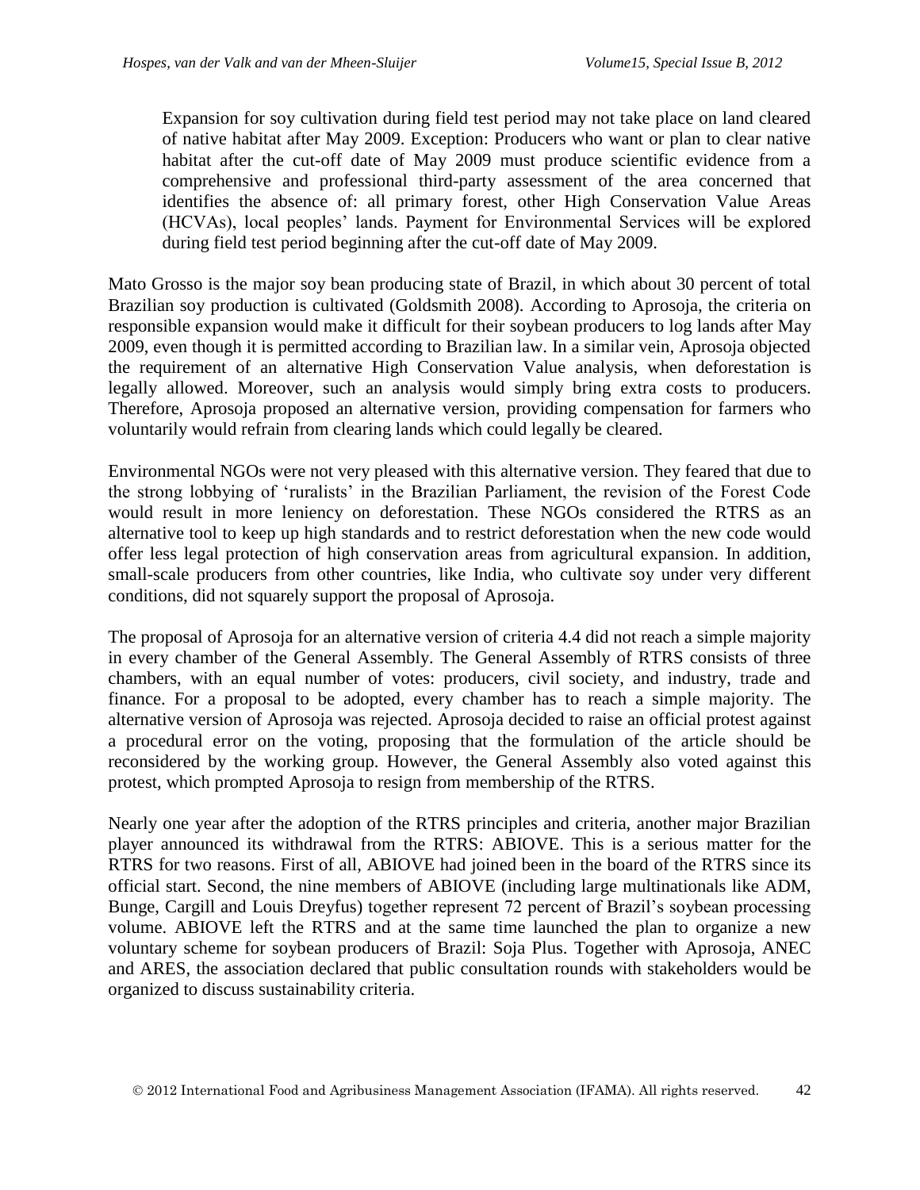> Expansion for soy cultivation during field test period may not take place on land cleared of native habitat after May 2009. Exception: Producers who want or plan to clear native habitat after the cut-off date of May 2009 must produce scientific evidence from a comprehensive and professional third-party assessment of the area concerned that identifies the absence of: all primary forest, other High Conservation Value Areas (HCVAs), local peoples' lands. Payment for Environmental Services will be explored during field test period beginning after the cut-off date of May 2009.

Mato Grosso is the major soy bean producing state of Brazil, in which about 30 percent of total Brazilian soy production is cultivated (Goldsmith 2008). According to Aprosoja, the criteria on responsible expansion would make it difficult for their soybean producers to log lands after May 2009, even though it is permitted according to Brazilian law. In a similar vein, Aprosoja objected the requirement of an alternative High Conservation Value analysis, when deforestation is legally allowed. Moreover, such an analysis would simply bring extra costs to producers. Therefore, Aprosoja proposed an alternative version, providing compensation for farmers who voluntarily would refrain from clearing lands which could legally be cleared.

Environmental NGOs were not very pleased with this alternative version. They feared that due to the strong lobbying of 'ruralists' in the Brazilian Parliament, the revision of the Forest Code would result in more leniency on deforestation. These NGOs considered the RTRS as an alternative tool to keep up high standards and to restrict deforestation when the new code would offer less legal protection of high conservation areas from agricultural expansion. In addition, small-scale producers from other countries, like India, who cultivate soy under very different conditions, did not squarely support the proposal of Aprosoja.

The proposal of Aprosoja for an alternative version of criteria 4.4 did not reach a simple majority in every chamber of the General Assembly. The General Assembly of RTRS consists of three chambers, with an equal number of votes: producers, civil society, and industry, trade and finance. For a proposal to be adopted, every chamber has to reach a simple majority. The alternative version of Aprosoja was rejected. Aprosoja decided to raise an official protest against a procedural error on the voting, proposing that the formulation of the article should be reconsidered by the working group. However, the General Assembly also voted against this protest, which prompted Aprosoja to resign from membership of the RTRS.

Nearly one year after the adoption of the RTRS principles and criteria, another major Brazilian player announced its withdrawal from the RTRS: ABIOVE. This is a serious matter for the RTRS for two reasons. First of all, ABIOVE had joined been in the board of the RTRS since its official start. Second, the nine members of ABIOVE (including large multinationals like ADM, Bunge, Cargill and Louis Dreyfus) together represent 72 percent of Brazil's soybean processing volume. ABIOVE left the RTRS and at the same time launched the plan to organize a new voluntary scheme for soybean producers of Brazil: Soja Plus. Together with Aprosoja, ANEC and ARES, the association declared that public consultation rounds with stakeholders would be organized to discuss sustainability criteria.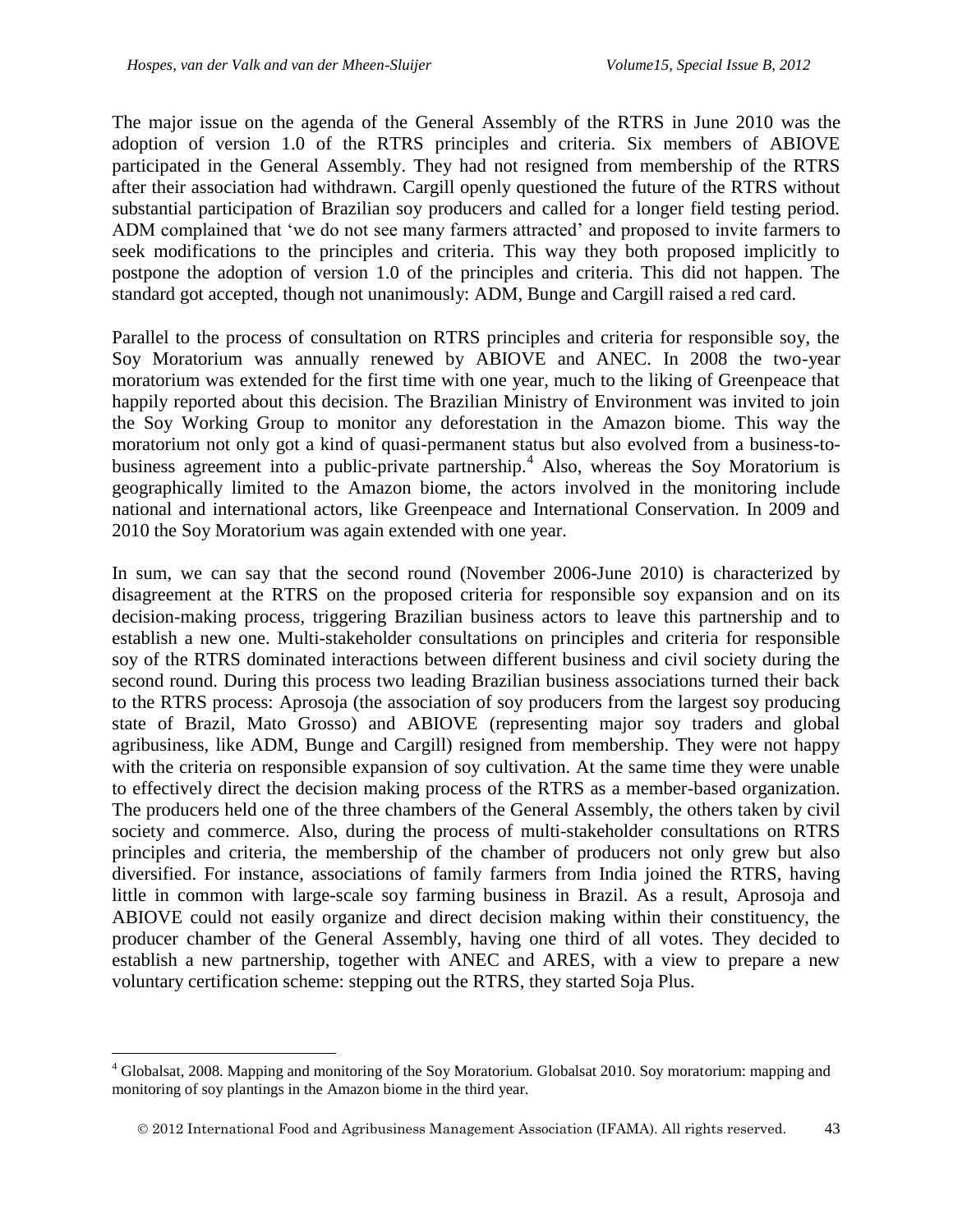The major issue on the agenda of the General Assembly of the RTRS in June 2010 was the adoption of version 1.0 of the RTRS principles and criteria. Six members of ABIOVE participated in the General Assembly. They had not resigned from membership of the RTRS after their association had withdrawn. Cargill openly questioned the future of the RTRS without substantial participation of Brazilian soy producers and called for a longer field testing period. ADM complained that 'we do not see many farmers attracted' and proposed to invite farmers to seek modifications to the principles and criteria. This way they both proposed implicitly to postpone the adoption of version 1.0 of the principles and criteria. This did not happen. The standard got accepted, though not unanimously: ADM, Bunge and Cargill raised a red card.

Parallel to the process of consultation on RTRS principles and criteria for responsible soy, the Soy Moratorium was annually renewed by ABIOVE and ANEC. In 2008 the two-year moratorium was extended for the first time with one year, much to the liking of Greenpeace that happily reported about this decision. The Brazilian Ministry of Environment was invited to join the Soy Working Group to monitor any deforestation in the Amazon biome. This way the moratorium not only got a kind of quasi-permanent status but also evolved from a business-to-business agreement into a public-private partnership.[4] Also, whereas the Soy Moratorium is geographically limited to the Amazon biome, the actors involved in the monitoring include national and international actors, like Greenpeace and International Conservation. In 2009 and 2010 the Soy Moratorium was again extended with one year.

In sum, we can say that the second round (November 2006-June 2010) is characterized by disagreement at the RTRS on the proposed criteria for responsible soy expansion and on its decision-making process, triggering Brazilian business actors to leave this partnership and to establish a new one. Multi-stakeholder consultations on principles and criteria for responsible soy of the RTRS dominated interactions between different business and civil society during the second round. During this process two leading Brazilian business associations turned their back to the RTRS process: Aprosoja (the association of soy producers from the largest soy producing state of Brazil, Mato Grosso) and ABIOVE (representing major soy traders and global agribusiness, like ADM, Bunge and Cargill) resigned from membership. They were not happy with the criteria on responsible expansion of soy cultivation. At the same time they were unable to effectively direct the decision making process of the RTRS as a member-based organization. The producers held one of the three chambers of the General Assembly, the others taken by civil society and commerce. Also, during the process of multi-stakeholder consultations on RTRS principles and criteria, the membership of the chamber of producers not only grew but also diversified. For instance, associations of family farmers from India joined the RTRS, having little in common with large-scale soy farming business in Brazil. As a result, Aprosoja and ABIOVE could not easily organize and direct decision making within their constituency, the producer chamber of the General Assembly, having one third of all votes. They decided to establish a new partnership, together with ANEC and ARES, with a view to prepare a new voluntary certification scheme: stepping out the RTRS, they started Soja Plus.

---

[4] Globalsat, 2008. Mapping and monitoring of the Soy Moratorium. Globalsat 2010. Soy moratorium: mapping and monitoring of soy plantings in the Amazon biome in the third year.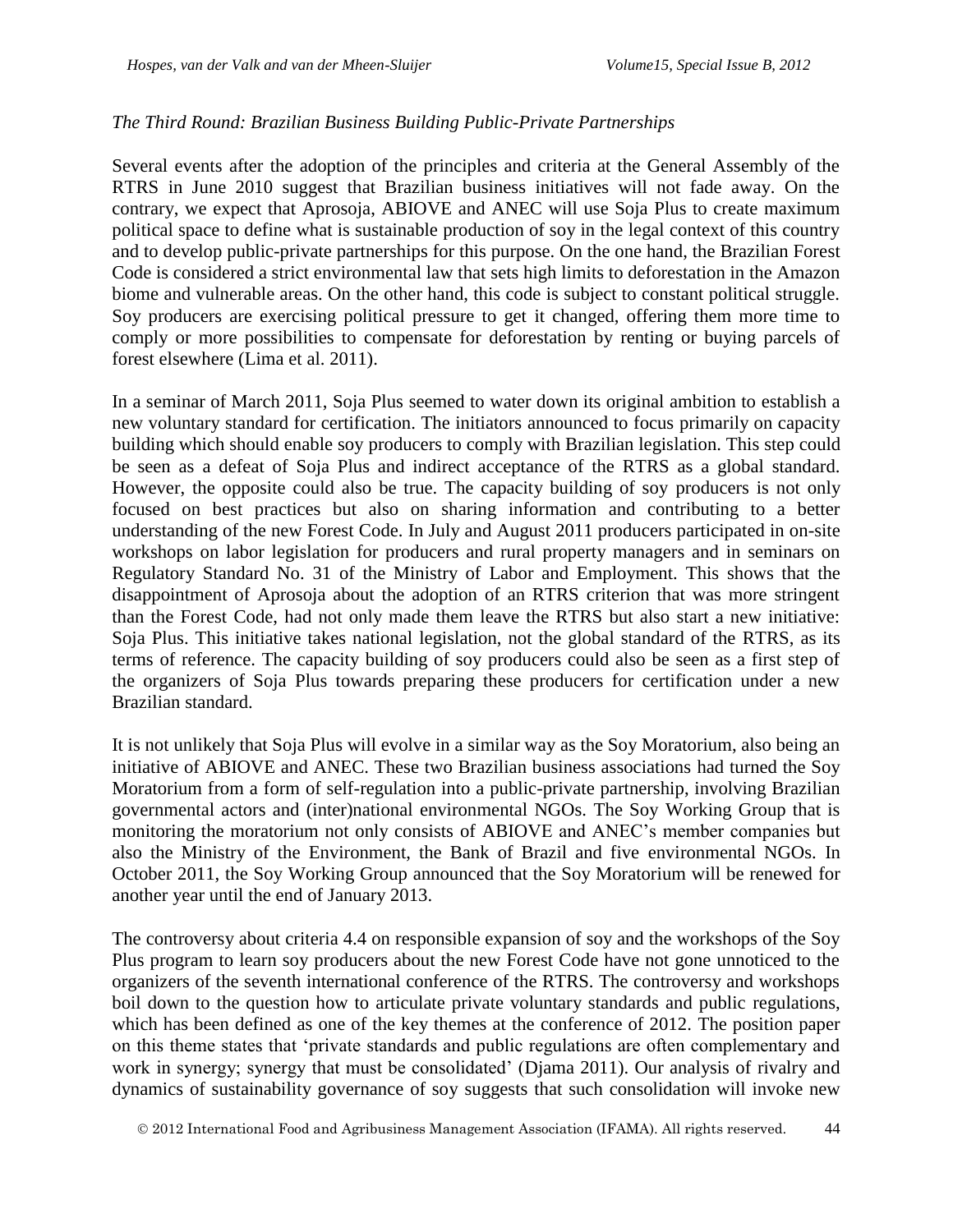*The Third Round: Brazilian Business Building Public-Private Partnerships*

Several events after the adoption of the principles and criteria at the General Assembly of the RTRS in June 2010 suggest that Brazilian business initiatives will not fade away. On the contrary, we expect that Aprosoja, ABIOVE and ANEC will use Soja Plus to create maximum political space to define what is sustainable production of soy in the legal context of this country and to develop public-private partnerships for this purpose. On the one hand, the Brazilian Forest Code is considered a strict environmental law that sets high limits to deforestation in the Amazon biome and vulnerable areas. On the other hand, this code is subject to constant political struggle. Soy producers are exercising political pressure to get it changed, offering them more time to comply or more possibilities to compensate for deforestation by renting or buying parcels of forest elsewhere (Lima et al. 2011).

In a seminar of March 2011, Soja Plus seemed to water down its original ambition to establish a new voluntary standard for certification. The initiators announced to focus primarily on capacity building which should enable soy producers to comply with Brazilian legislation. This step could be seen as a defeat of Soja Plus and indirect acceptance of the RTRS as a global standard. However, the opposite could also be true. The capacity building of soy producers is not only focused on best practices but also on sharing information and contributing to a better understanding of the new Forest Code. In July and August 2011 producers participated in on-site workshops on labor legislation for producers and rural property managers and in seminars on Regulatory Standard No. 31 of the Ministry of Labor and Employment. This shows that the disappointment of Aprosoja about the adoption of an RTRS criterion that was more stringent than the Forest Code, had not only made them leave the RTRS but also start a new initiative: Soja Plus. This initiative takes national legislation, not the global standard of the RTRS, as its terms of reference. The capacity building of soy producers could also be seen as a first step of the organizers of Soja Plus towards preparing these producers for certification under a new Brazilian standard.

It is not unlikely that Soja Plus will evolve in a similar way as the Soy Moratorium, also being an initiative of ABIOVE and ANEC. These two Brazilian business associations had turned the Soy Moratorium from a form of self-regulation into a public-private partnership, involving Brazilian governmental actors and (inter)national environmental NGOs. The Soy Working Group that is monitoring the moratorium not only consists of ABIOVE and ANEC's member companies but also the Ministry of the Environment, the Bank of Brazil and five environmental NGOs. In October 2011, the Soy Working Group announced that the Soy Moratorium will be renewed for another year until the end of January 2013.

The controversy about criteria 4.4 on responsible expansion of soy and the workshops of the Soy Plus program to learn soy producers about the new Forest Code have not gone unnoticed to the organizers of the seventh international conference of the RTRS. The controversy and workshops boil down to the question how to articulate private voluntary standards and public regulations, which has been defined as one of the key themes at the conference of 2012. The position paper on this theme states that 'private standards and public regulations are often complementary and work in synergy; synergy that must be consolidated' (Djama 2011). Our analysis of rivalry and dynamics of sustainability governance of soy suggests that such consolidation will invoke new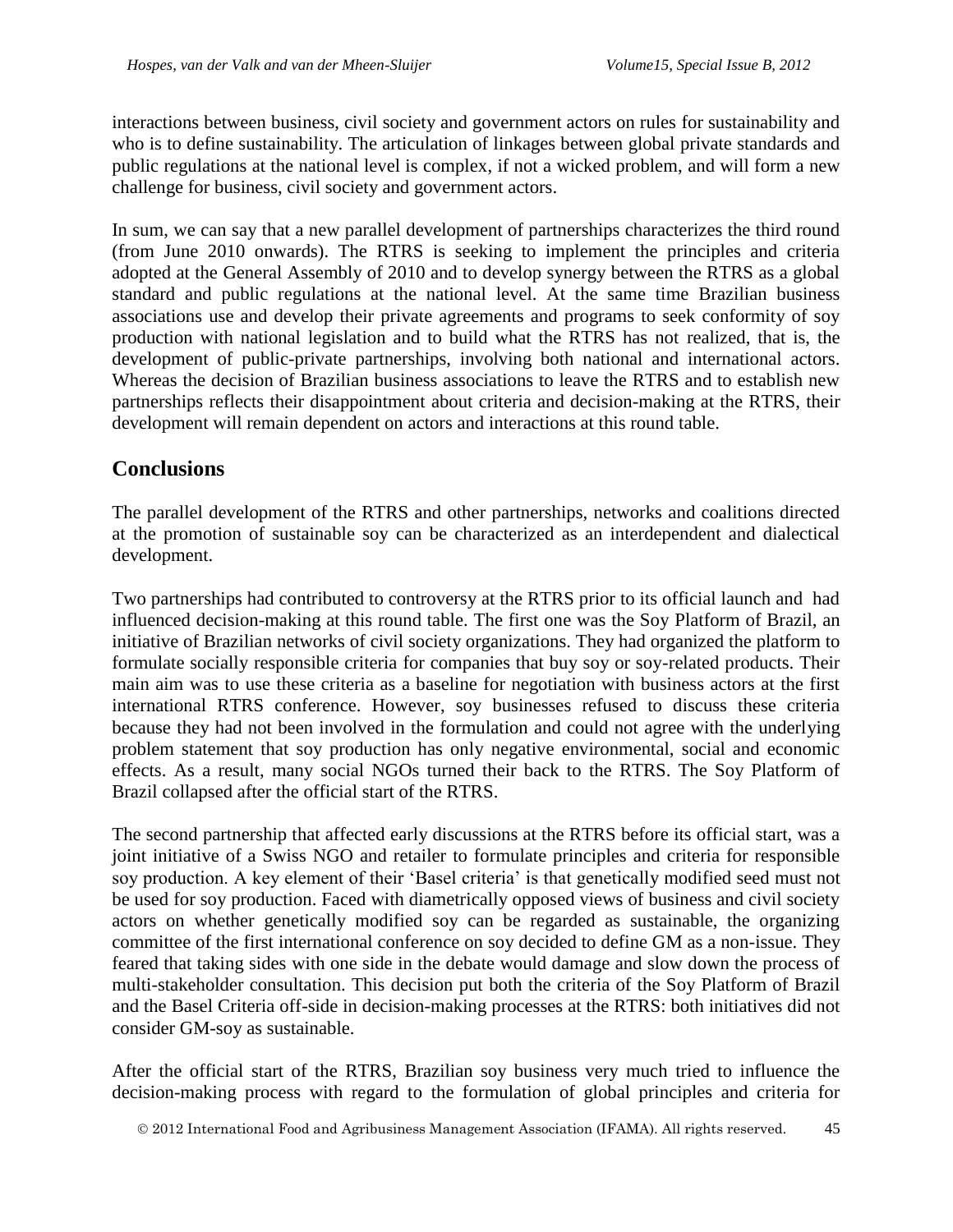interactions between business, civil society and government actors on rules for sustainability and who is to define sustainability. The articulation of linkages between global private standards and public regulations at the national level is complex, if not a wicked problem, and will form a new challenge for business, civil society and government actors.

In sum, we can say that a new parallel development of partnerships characterizes the third round (from June 2010 onwards). The RTRS is seeking to implement the principles and criteria adopted at the General Assembly of 2010 and to develop synergy between the RTRS as a global standard and public regulations at the national level. At the same time Brazilian business associations use and develop their private agreements and programs to seek conformity of soy production with national legislation and to build what the RTRS has not realized, that is, the development of public-private partnerships, involving both national and international actors. Whereas the decision of Brazilian business associations to leave the RTRS and to establish new partnerships reflects their disappointment about criteria and decision-making at the RTRS, their development will remain dependent on actors and interactions at this round table.

## Conclusions

The parallel development of the RTRS and other partnerships, networks and coalitions directed at the promotion of sustainable soy can be characterized as an interdependent and dialectical development.

Two partnerships had contributed to controversy at the RTRS prior to its official launch and had influenced decision-making at this round table. The first one was the Soy Platform of Brazil, an initiative of Brazilian networks of civil society organizations. They had organized the platform to formulate socially responsible criteria for companies that buy soy or soy-related products. Their main aim was to use these criteria as a baseline for negotiation with business actors at the first international RTRS conference. However, soy businesses refused to discuss these criteria because they had not been involved in the formulation and could not agree with the underlying problem statement that soy production has only negative environmental, social and economic effects. As a result, many social NGOs turned their back to the RTRS. The Soy Platform of Brazil collapsed after the official start of the RTRS.

The second partnership that affected early discussions at the RTRS before its official start, was a joint initiative of a Swiss NGO and retailer to formulate principles and criteria for responsible soy production. A key element of their 'Basel criteria' is that genetically modified seed must not be used for soy production. Faced with diametrically opposed views of business and civil society actors on whether genetically modified soy can be regarded as sustainable, the organizing committee of the first international conference on soy decided to define GM as a non-issue. They feared that taking sides with one side in the debate would damage and slow down the process of multi-stakeholder consultation. This decision put both the criteria of the Soy Platform of Brazil and the Basel Criteria off-side in decision-making processes at the RTRS: both initiatives did not consider GM-soy as sustainable.

After the official start of the RTRS, Brazilian soy business very much tried to influence the decision-making process with regard to the formulation of global principles and criteria for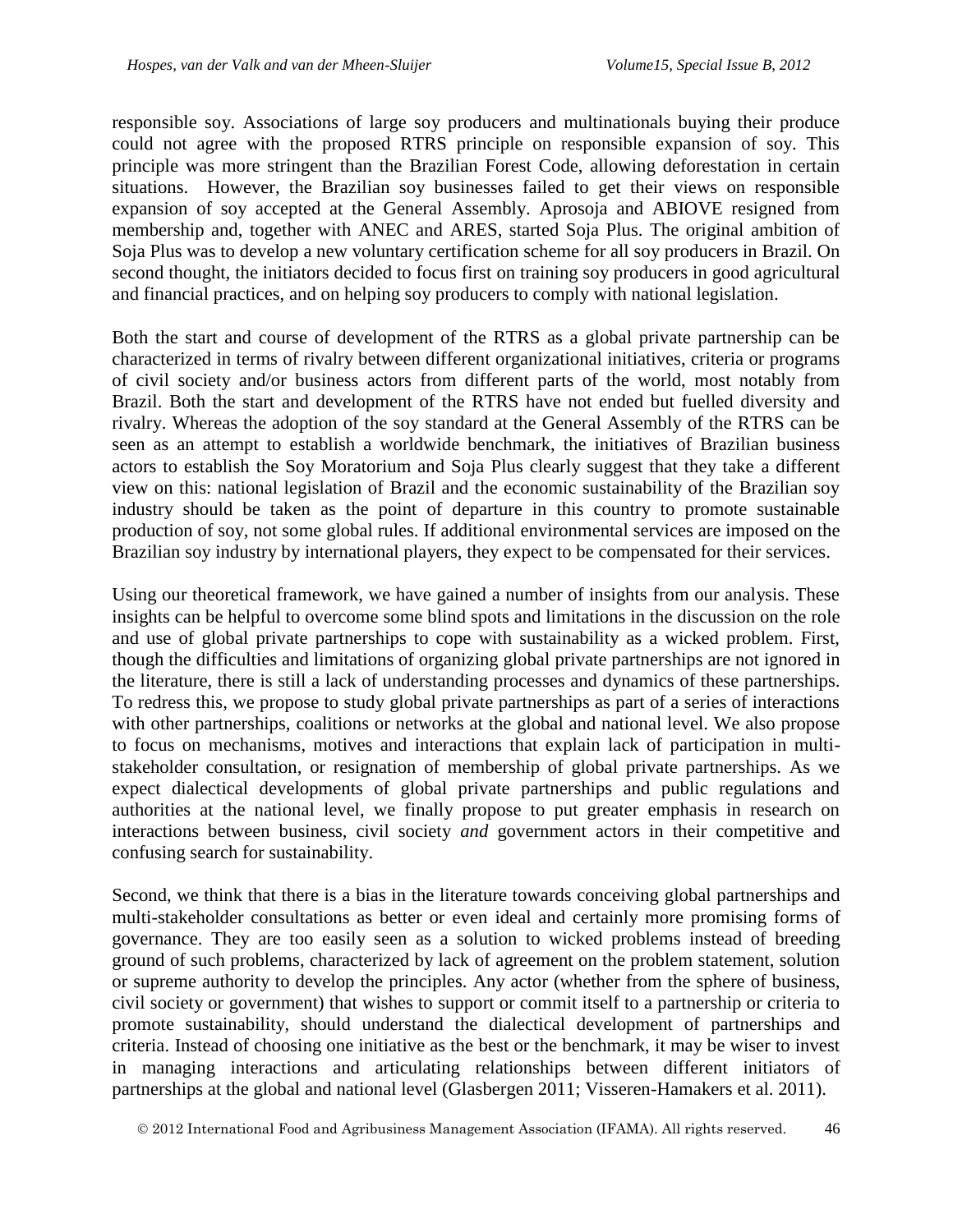responsible soy. Associations of large soy producers and multinationals buying their produce could not agree with the proposed RTRS principle on responsible expansion of soy. This principle was more stringent than the Brazilian Forest Code, allowing deforestation in certain situations. However, the Brazilian soy businesses failed to get their views on responsible expansion of soy accepted at the General Assembly. Aprosoja and ABIOVE resigned from membership and, together with ANEC and ARES, started Soja Plus. The original ambition of Soja Plus was to develop a new voluntary certification scheme for all soy producers in Brazil. On second thought, the initiators decided to focus first on training soy producers in good agricultural and financial practices, and on helping soy producers to comply with national legislation.

Both the start and course of development of the RTRS as a global private partnership can be characterized in terms of rivalry between different organizational initiatives, criteria or programs of civil society and/or business actors from different parts of the world, most notably from Brazil. Both the start and development of the RTRS have not ended but fuelled diversity and rivalry. Whereas the adoption of the soy standard at the General Assembly of the RTRS can be seen as an attempt to establish a worldwide benchmark, the initiatives of Brazilian business actors to establish the Soy Moratorium and Soja Plus clearly suggest that they take a different view on this: national legislation of Brazil and the economic sustainability of the Brazilian soy industry should be taken as the point of departure in this country to promote sustainable production of soy, not some global rules. If additional environmental services are imposed on the Brazilian soy industry by international players, they expect to be compensated for their services.

Using our theoretical framework, we have gained a number of insights from our analysis. These insights can be helpful to overcome some blind spots and limitations in the discussion on the role and use of global private partnerships to cope with sustainability as a wicked problem. First, though the difficulties and limitations of organizing global private partnerships are not ignored in the literature, there is still a lack of understanding processes and dynamics of these partnerships. To redress this, we propose to study global private partnerships as part of a series of interactions with other partnerships, coalitions or networks at the global and national level. We also propose to focus on mechanisms, motives and interactions that explain lack of participation in multi-stakeholder consultation, or resignation of membership of global private partnerships. As we expect dialectical developments of global private partnerships and public regulations and authorities at the national level, we finally propose to put greater emphasis in research on interactions between business, civil society *and* government actors in their competitive and confusing search for sustainability.

Second, we think that there is a bias in the literature towards conceiving global partnerships and multi-stakeholder consultations as better or even ideal and certainly more promising forms of governance. They are too easily seen as a solution to wicked problems instead of breeding ground of such problems, characterized by lack of agreement on the problem statement, solution or supreme authority to develop the principles. Any actor (whether from the sphere of business, civil society or government) that wishes to support or commit itself to a partnership or criteria to promote sustainability, should understand the dialectical development of partnerships and criteria. Instead of choosing one initiative as the best or the benchmark, it may be wiser to invest in managing interactions and articulating relationships between different initiators of partnerships at the global and national level (Glasbergen 2011; Visseren-Hamakers et al. 2011).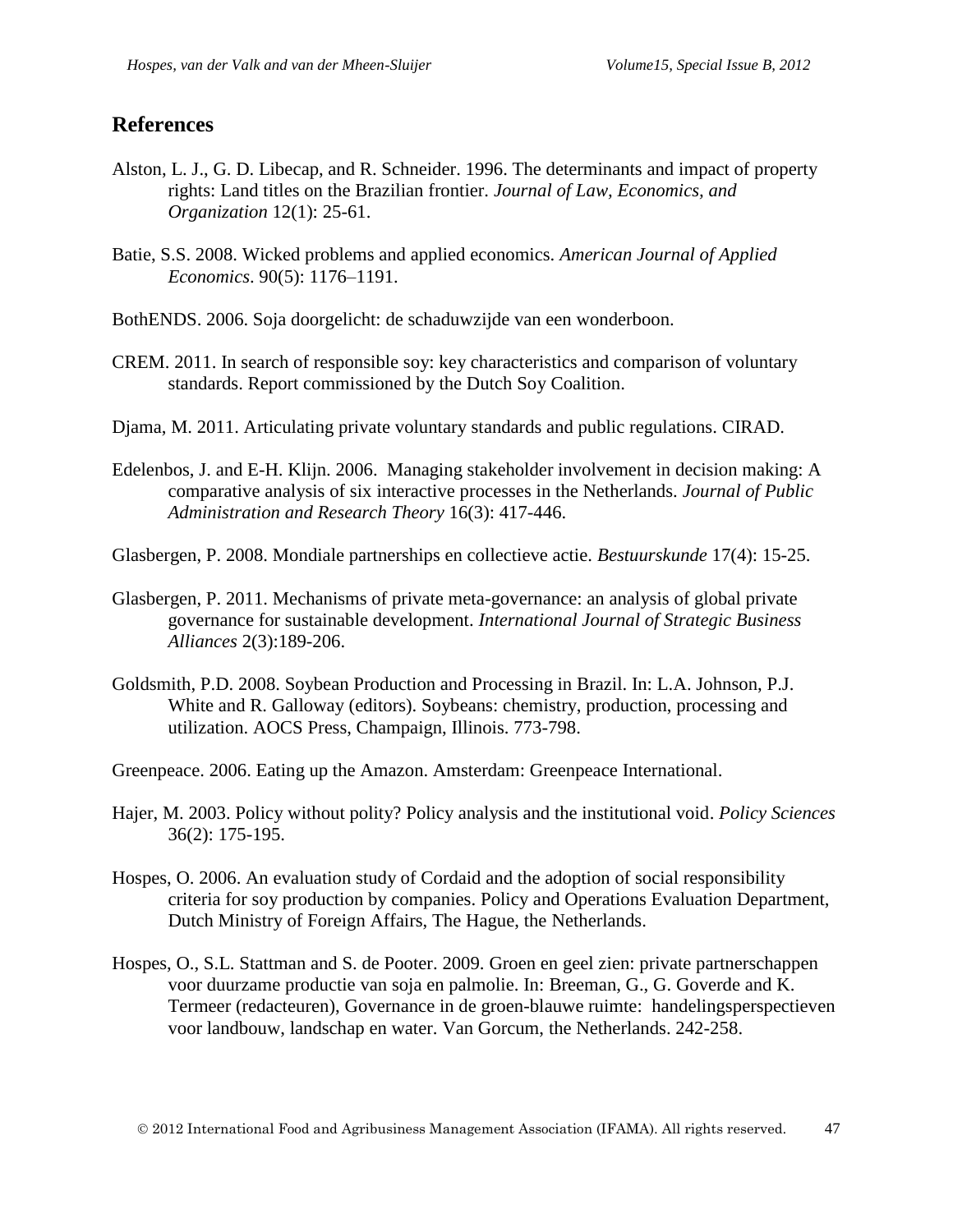## References

Alston, L. J., G. D. Libecap, and R. Schneider. 1996. The determinants and impact of property rights: Land titles on the Brazilian frontier. *Journal of Law, Economics, and Organization* 12(1): 25-61.

Batie, S.S. 2008. Wicked problems and applied economics. *American Journal of Applied Economics*. 90(5): 1176–1191.

BothENDS. 2006. Soja doorgelicht: de schaduwzijde van een wonderboon.

CREM. 2011. In search of responsible soy: key characteristics and comparison of voluntary standards. Report commissioned by the Dutch Soy Coalition.

Djama, M. 2011. Articulating private voluntary standards and public regulations. CIRAD.

Edelenbos, J. and E-H. Klijn. 2006. Managing stakeholder involvement in decision making: A comparative analysis of six interactive processes in the Netherlands. *Journal of Public Administration and Research Theory* 16(3): 417-446.

Glasbergen, P. 2008. Mondiale partnerships en collectieve actie. *Bestuurskunde* 17(4): 15-25.

Glasbergen, P. 2011. Mechanisms of private meta-governance: an analysis of global private governance for sustainable development. *International Journal of Strategic Business Alliances* 2(3):189-206.

Goldsmith, P.D. 2008. Soybean Production and Processing in Brazil. In: L.A. Johnson, P.J. White and R. Galloway (editors). Soybeans: chemistry, production, processing and utilization. AOCS Press, Champaign, Illinois. 773-798.

Greenpeace. 2006. Eating up the Amazon. Amsterdam: Greenpeace International.

Hajer, M. 2003. Policy without polity? Policy analysis and the institutional void. *Policy Sciences* 36(2): 175-195.

Hospes, O. 2006. An evaluation study of Cordaid and the adoption of social responsibility criteria for soy production by companies. Policy and Operations Evaluation Department, Dutch Ministry of Foreign Affairs, The Hague, the Netherlands.

Hospes, O., S.L. Stattman and S. de Pooter. 2009. Groen en geel zien: private partnerschappen voor duurzame productie van soja en palmolie. In: Breeman, G., G. Goverde and K. Termeer (redacteuren), Governance in de groen-blauwe ruimte: handelingsperspectieven voor landbouw, landschap en water. Van Gorcum, the Netherlands. 242-258.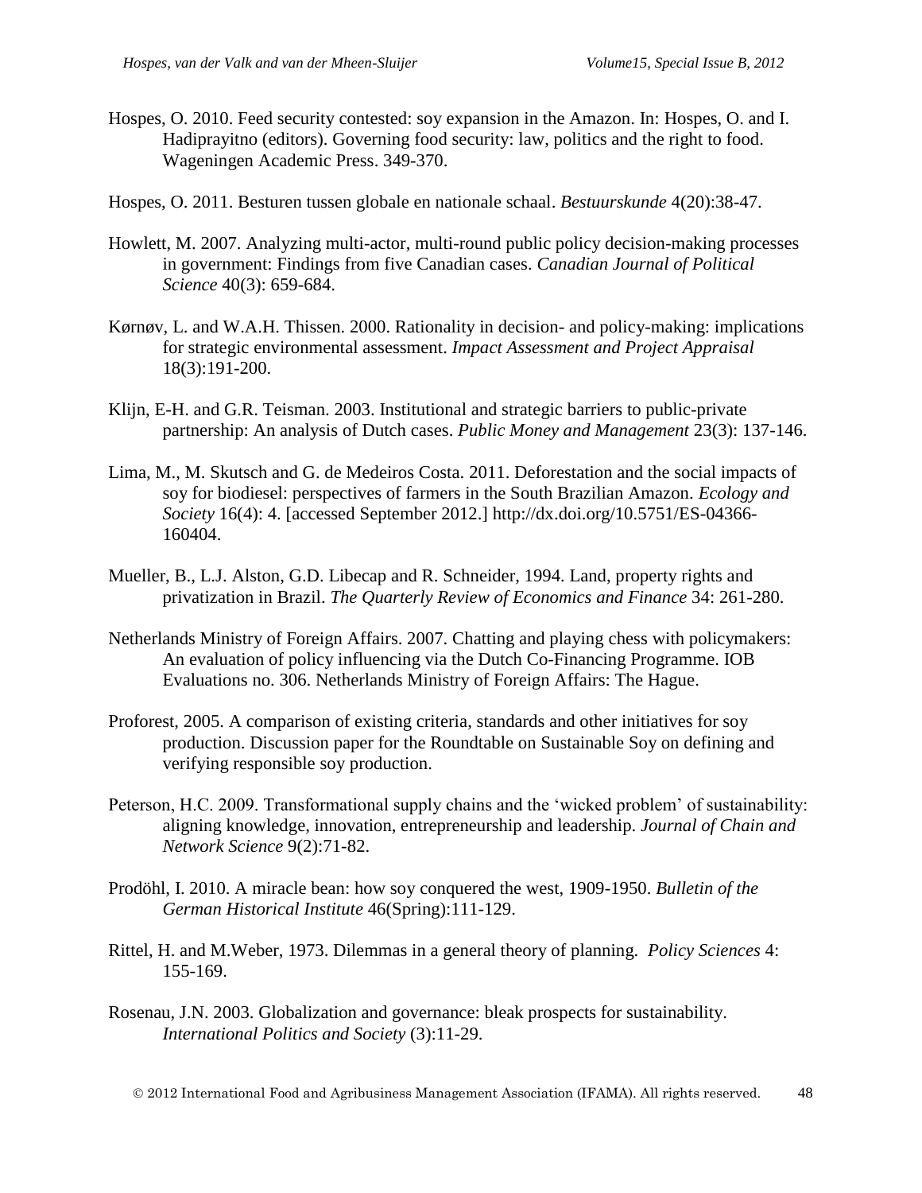Hospes, O. 2010. Feed security contested: soy expansion in the Amazon. In: Hospes, O. and I. Hadiprayitno (editors). Governing food security: law, politics and the right to food. Wageningen Academic Press. 349-370.

Hospes, O. 2011. Besturen tussen globale en nationale schaal. *Bestuurskunde* 4(20):38-47.

Howlett, M. 2007. Analyzing multi-actor, multi-round public policy decision-making processes in government: Findings from five Canadian cases. *Canadian Journal of Political Science* 40(3): 659-684.

Kørnøv, L. and W.A.H. Thissen. 2000. Rationality in decision- and policy-making: implications for strategic environmental assessment. *Impact Assessment and Project Appraisal* 18(3):191-200.

Klijn, E-H. and G.R. Teisman. 2003. Institutional and strategic barriers to public-private partnership: An analysis of Dutch cases. *Public Money and Management* 23(3): 137-146.

Lima, M., M. Skutsch and G. de Medeiros Costa. 2011. Deforestation and the social impacts of soy for biodiesel: perspectives of farmers in the South Brazilian Amazon. *Ecology and Society* 16(4): 4. [accessed September 2012.] http://dx.doi.org/10.5751/ES-04366-160404.

Mueller, B., L.J. Alston, G.D. Libecap and R. Schneider, 1994. Land, property rights and privatization in Brazil. *The Quarterly Review of Economics and Finance* 34: 261-280.

Netherlands Ministry of Foreign Affairs. 2007. Chatting and playing chess with policymakers: An evaluation of policy influencing via the Dutch Co-Financing Programme. IOB Evaluations no. 306. Netherlands Ministry of Foreign Affairs: The Hague.

Proforest, 2005. A comparison of existing criteria, standards and other initiatives for soy production. Discussion paper for the Roundtable on Sustainable Soy on defining and verifying responsible soy production.

Peterson, H.C. 2009. Transformational supply chains and the 'wicked problem' of sustainability: aligning knowledge, innovation, entrepreneurship and leadership. *Journal of Chain and Network Science* 9(2):71-82.

Prodöhl, I. 2010. A miracle bean: how soy conquered the west, 1909-1950. *Bulletin of the German Historical Institute* 46(Spring):111-129.

Rittel, H. and M.Weber, 1973. Dilemmas in a general theory of planning. *Policy Sciences* 4: 155-169.

Rosenau, J.N. 2003. Globalization and governance: bleak prospects for sustainability. *International Politics and Society* (3):11-29.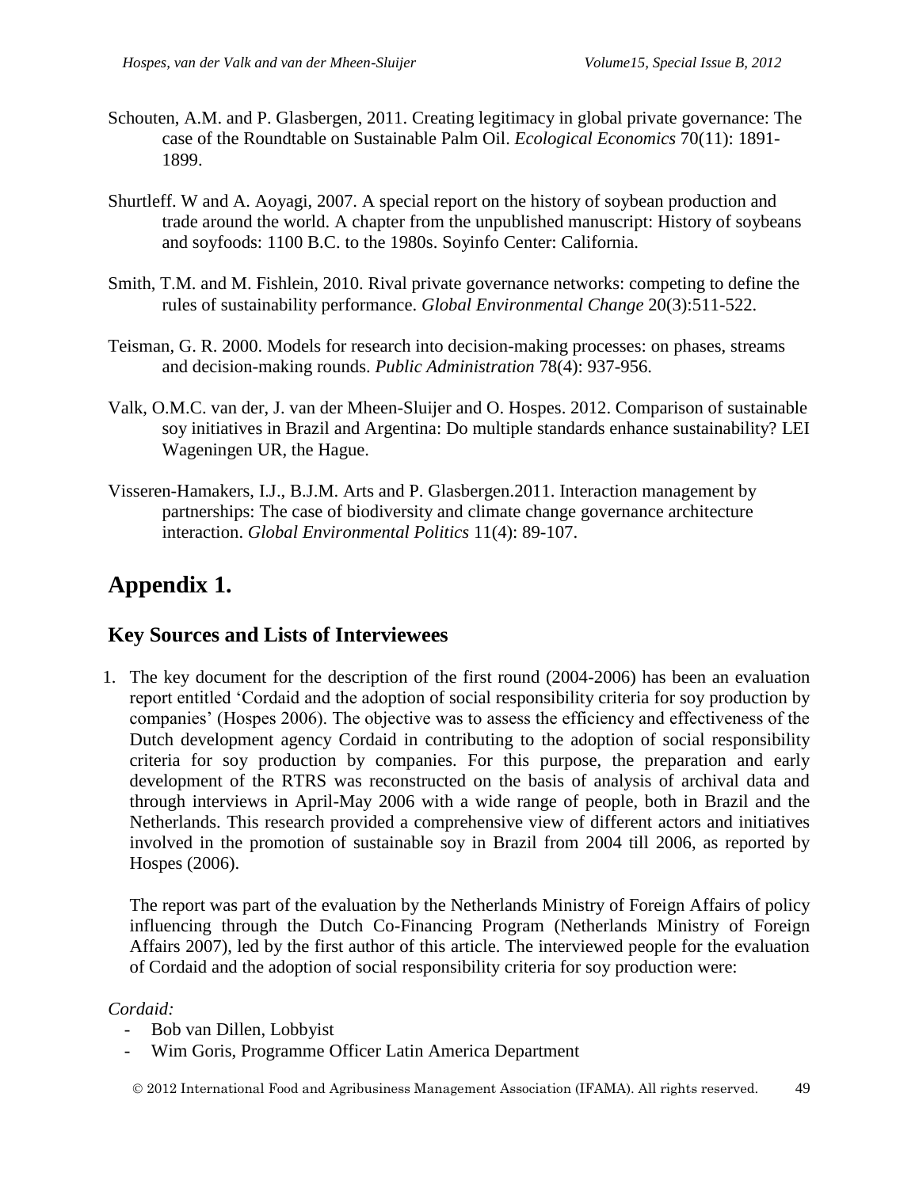Schouten, A.M. and P. Glasbergen, 2011. Creating legitimacy in global private governance: The case of the Roundtable on Sustainable Palm Oil. *Ecological Economics* 70(11): 1891-1899.

Shurtleff. W and A. Aoyagi, 2007. A special report on the history of soybean production and trade around the world. A chapter from the unpublished manuscript: History of soybeans and soyfoods: 1100 B.C. to the 1980s. Soyinfo Center: California.

Smith, T.M. and M. Fishlein, 2010. Rival private governance networks: competing to define the rules of sustainability performance. *Global Environmental Change* 20(3):511-522.

Teisman, G. R. 2000. Models for research into decision-making processes: on phases, streams and decision-making rounds. *Public Administration* 78(4): 937-956.

Valk, O.M.C. van der, J. van der Mheen-Sluijer and O. Hospes. 2012. Comparison of sustainable soy initiatives in Brazil and Argentina: Do multiple standards enhance sustainability? LEI Wageningen UR, the Hague.

Visseren-Hamakers, I.J., B.J.M. Arts and P. Glasbergen.2011. Interaction management by partnerships: The case of biodiversity and climate change governance architecture interaction. *Global Environmental Politics* 11(4): 89-107.

# Appendix 1.

## Key Sources and Lists of Interviewees

1. The key document for the description of the first round (2004-2006) has been an evaluation report entitled 'Cordaid and the adoption of social responsibility criteria for soy production by companies' (Hospes 2006). The objective was to assess the efficiency and effectiveness of the Dutch development agency Cordaid in contributing to the adoption of social responsibility criteria for soy production by companies. For this purpose, the preparation and early development of the RTRS was reconstructed on the basis of analysis of archival data and through interviews in April-May 2006 with a wide range of people, both in Brazil and the Netherlands. This research provided a comprehensive view of different actors and initiatives involved in the promotion of sustainable soy in Brazil from 2004 till 2006, as reported by Hospes (2006).

   The report was part of the evaluation by the Netherlands Ministry of Foreign Affairs of policy influencing through the Dutch Co-Financing Program (Netherlands Ministry of Foreign Affairs 2007), led by the first author of this article. The interviewed people for the evaluation of Cordaid and the adoption of social responsibility criteria for soy production were:

*Cordaid:*

- Bob van Dillen, Lobbyist
- Wim Goris, Programme Officer Latin America Department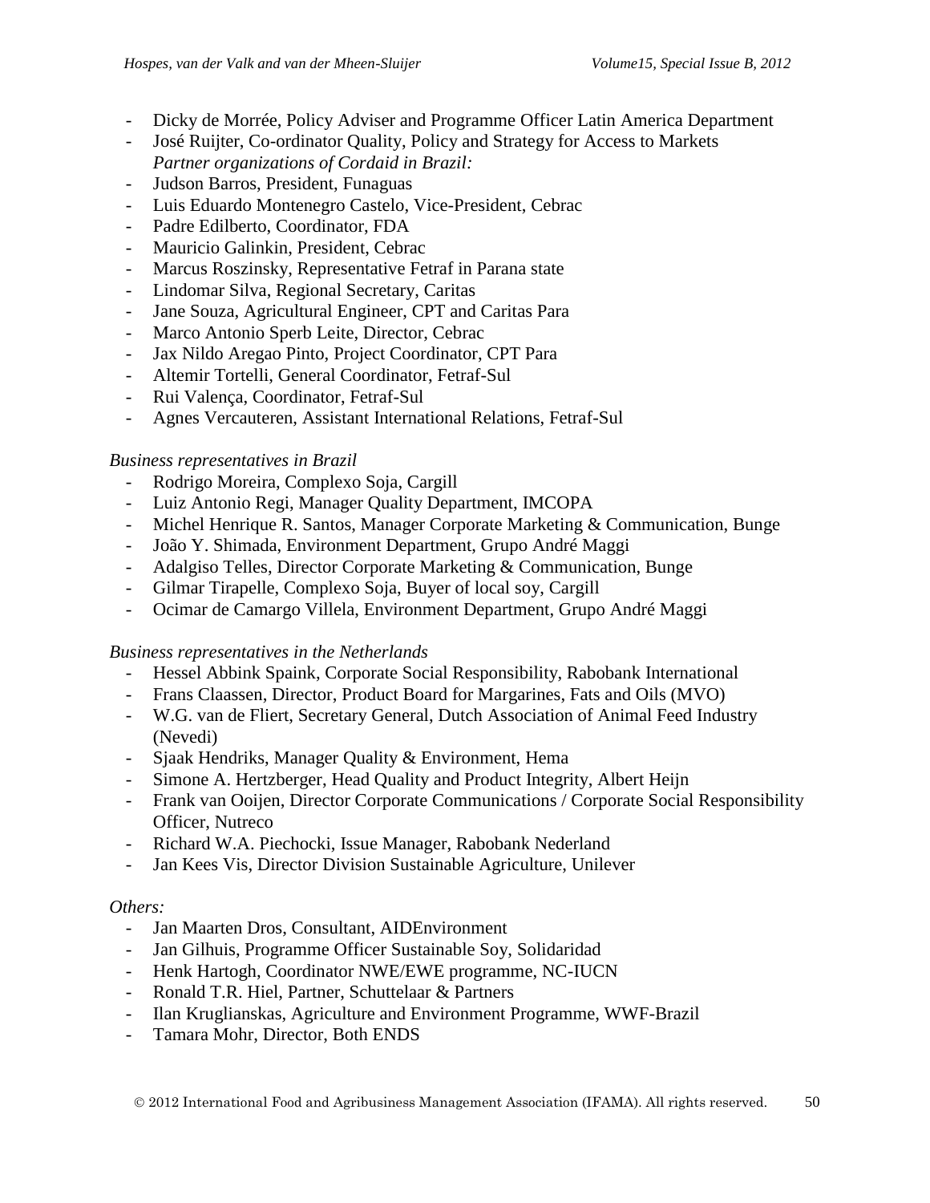- Dicky de Morrée, Policy Adviser and Programme Officer Latin America Department
- José Ruijter, Co-ordinator Quality, Policy and Strategy for Access to Markets

  *Partner organizations of Cordaid in Brazil:*
- Judson Barros, President, Funaguas
- Luis Eduardo Montenegro Castelo, Vice-President, Cebrac
- Padre Edilberto, Coordinator, FDA
- Mauricio Galinkin, President, Cebrac
- Marcus Roszinsky, Representative Fetraf in Parana state
- Lindomar Silva, Regional Secretary, Caritas
- Jane Souza, Agricultural Engineer, CPT and Caritas Para
- Marco Antonio Sperb Leite, Director, Cebrac
- Jax Nildo Aregao Pinto, Project Coordinator, CPT Para
- Altemir Tortelli, General Coordinator, Fetraf-Sul
- Rui Valença, Coordinator, Fetraf-Sul
- Agnes Vercauteren, Assistant International Relations, Fetraf-Sul

*Business representatives in Brazil*

- Rodrigo Moreira, Complexo Soja, Cargill
- Luiz Antonio Regi, Manager Quality Department, IMCOPA
- Michel Henrique R. Santos, Manager Corporate Marketing & Communication, Bunge
- João Y. Shimada, Environment Department, Grupo André Maggi
- Adalgiso Telles, Director Corporate Marketing & Communication, Bunge
- Gilmar Tirapelle, Complexo Soja, Buyer of local soy, Cargill
- Ocimar de Camargo Villela, Environment Department, Grupo André Maggi

*Business representatives in the Netherlands*

- Hessel Abbink Spaink, Corporate Social Responsibility, Rabobank International
- Frans Claassen, Director, Product Board for Margarines, Fats and Oils (MVO)
- W.G. van de Fliert, Secretary General, Dutch Association of Animal Feed Industry (Nevedi)
- Sjaak Hendriks, Manager Quality & Environment, Hema
- Simone A. Hertzberger, Head Quality and Product Integrity, Albert Heijn
- Frank van Ooijen, Director Corporate Communications / Corporate Social Responsibility Officer, Nutreco
- Richard W.A. Piechocki, Issue Manager, Rabobank Nederland
- Jan Kees Vis, Director Division Sustainable Agriculture, Unilever

*Others:*

- Jan Maarten Dros, Consultant, AIDEnvironment
- Jan Gilhuis, Programme Officer Sustainable Soy, Solidaridad
- Henk Hartogh, Coordinator NWE/EWE programme, NC-IUCN
- Ronald T.R. Hiel, Partner, Schuttelaar & Partners
- Ilan Kruglianskas, Agriculture and Environment Programme, WWF-Brazil
- Tamara Mohr, Director, Both ENDS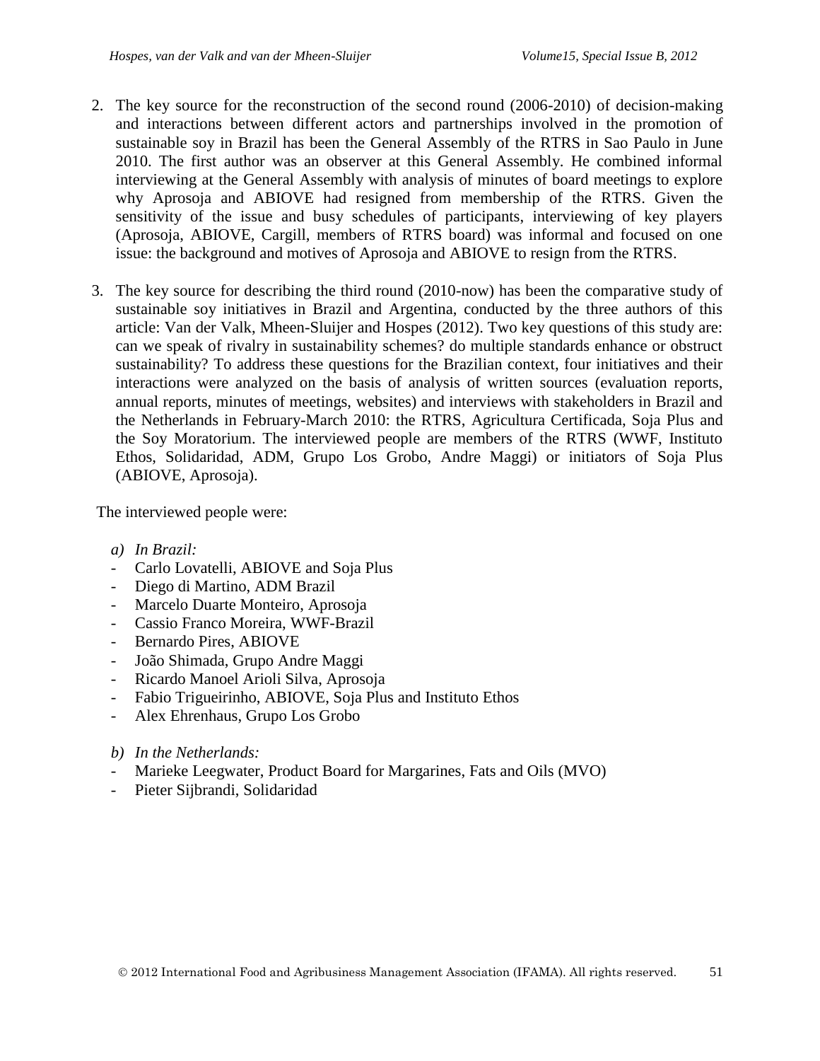2. The key source for the reconstruction of the second round (2006-2010) of decision-making and interactions between different actors and partnerships involved in the promotion of sustainable soy in Brazil has been the General Assembly of the RTRS in Sao Paulo in June 2010. The first author was an observer at this General Assembly. He combined informal interviewing at the General Assembly with analysis of minutes of board meetings to explore why Aprosoja and ABIOVE had resigned from membership of the RTRS. Given the sensitivity of the issue and busy schedules of participants, interviewing of key players (Aprosoja, ABIOVE, Cargill, members of RTRS board) was informal and focused on one issue: the background and motives of Aprosoja and ABIOVE to resign from the RTRS.

3. The key source for describing the third round (2010-now) has been the comparative study of sustainable soy initiatives in Brazil and Argentina, conducted by the three authors of this article: Van der Valk, Mheen-Sluijer and Hospes (2012). Two key questions of this study are: can we speak of rivalry in sustainability schemes? do multiple standards enhance or obstruct sustainability? To address these questions for the Brazilian context, four initiatives and their interactions were analyzed on the basis of analysis of written sources (evaluation reports, annual reports, minutes of meetings, websites) and interviews with stakeholders in Brazil and the Netherlands in February-March 2010: the RTRS, Agricultura Certificada, Soja Plus and the Soy Moratorium. The interviewed people are members of the RTRS (WWF, Instituto Ethos, Solidaridad, ADM, Grupo Los Grobo, Andre Maggi) or initiators of Soja Plus (ABIOVE, Aprosoja).

The interviewed people were:

*a) In Brazil:*

- Carlo Lovatelli, ABIOVE and Soja Plus
- Diego di Martino, ADM Brazil
- Marcelo Duarte Monteiro, Aprosoja
- Cassio Franco Moreira, WWF-Brazil
- Bernardo Pires, ABIOVE
- João Shimada, Grupo Andre Maggi
- Ricardo Manoel Arioli Silva, Aprosoja
- Fabio Trigueirinho, ABIOVE, Soja Plus and Instituto Ethos
- Alex Ehrenhaus, Grupo Los Grobo

*b) In the Netherlands:*

- Marieke Leegwater, Product Board for Margarines, Fats and Oils (MVO)
- Pieter Sijbrandi, Solidaridad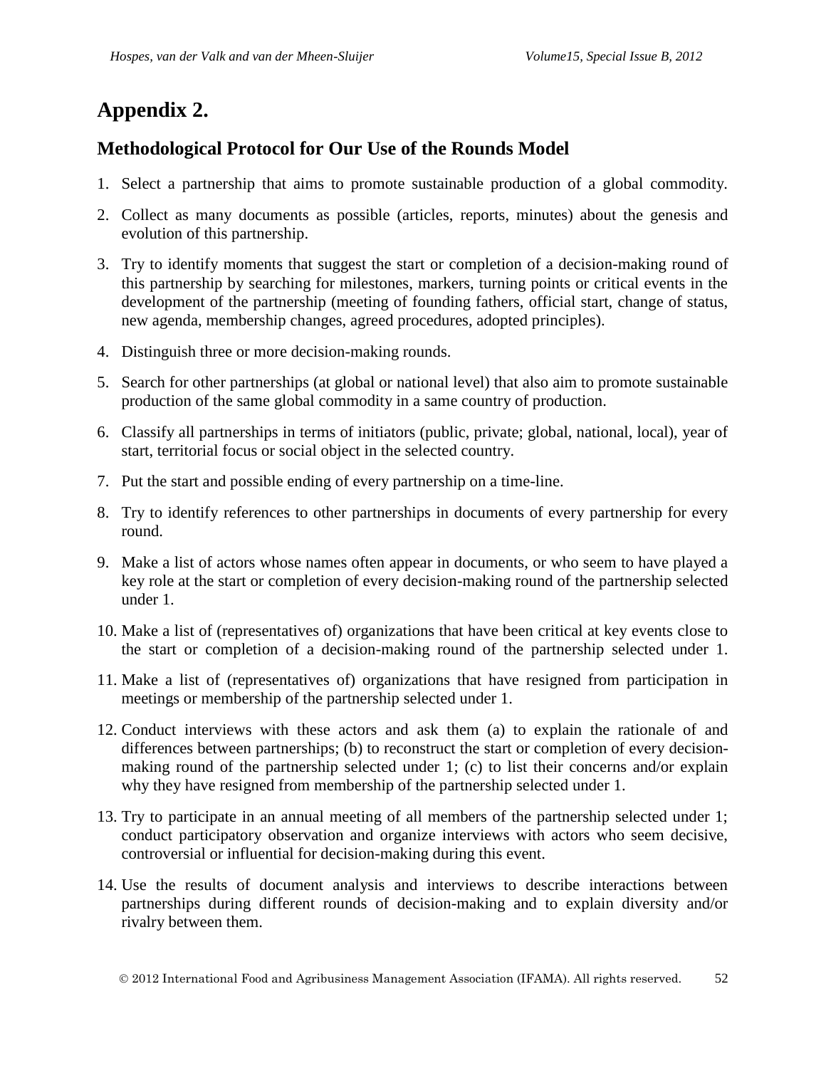# Appendix 2.

## Methodological Protocol for Our Use of the Rounds Model

1. Select a partnership that aims to promote sustainable production of a global commodity.
2. Collect as many documents as possible (articles, reports, minutes) about the genesis and evolution of this partnership.
3. Try to identify moments that suggest the start or completion of a decision-making round of this partnership by searching for milestones, markers, turning points or critical events in the development of the partnership (meeting of founding fathers, official start, change of status, new agenda, membership changes, agreed procedures, adopted principles).
4. Distinguish three or more decision-making rounds.
5. Search for other partnerships (at global or national level) that also aim to promote sustainable production of the same global commodity in a same country of production.
6. Classify all partnerships in terms of initiators (public, private; global, national, local), year of start, territorial focus or social object in the selected country.
7. Put the start and possible ending of every partnership on a time-line.
8. Try to identify references to other partnerships in documents of every partnership for every round.
9. Make a list of actors whose names often appear in documents, or who seem to have played a key role at the start or completion of every decision-making round of the partnership selected under 1.
10. Make a list of (representatives of) organizations that have been critical at key events close to the start or completion of a decision-making round of the partnership selected under 1.
11. Make a list of (representatives of) organizations that have resigned from participation in meetings or membership of the partnership selected under 1.
12. Conduct interviews with these actors and ask them (a) to explain the rationale of and differences between partnerships; (b) to reconstruct the start or completion of every decision-making round of the partnership selected under 1; (c) to list their concerns and/or explain why they have resigned from membership of the partnership selected under 1.
13. Try to participate in an annual meeting of all members of the partnership selected under 1; conduct participatory observation and organize interviews with actors who seem decisive, controversial or influential for decision-making during this event.
14. Use the results of document analysis and interviews to describe interactions between partnerships during different rounds of decision-making and to explain diversity and/or rivalry between them.